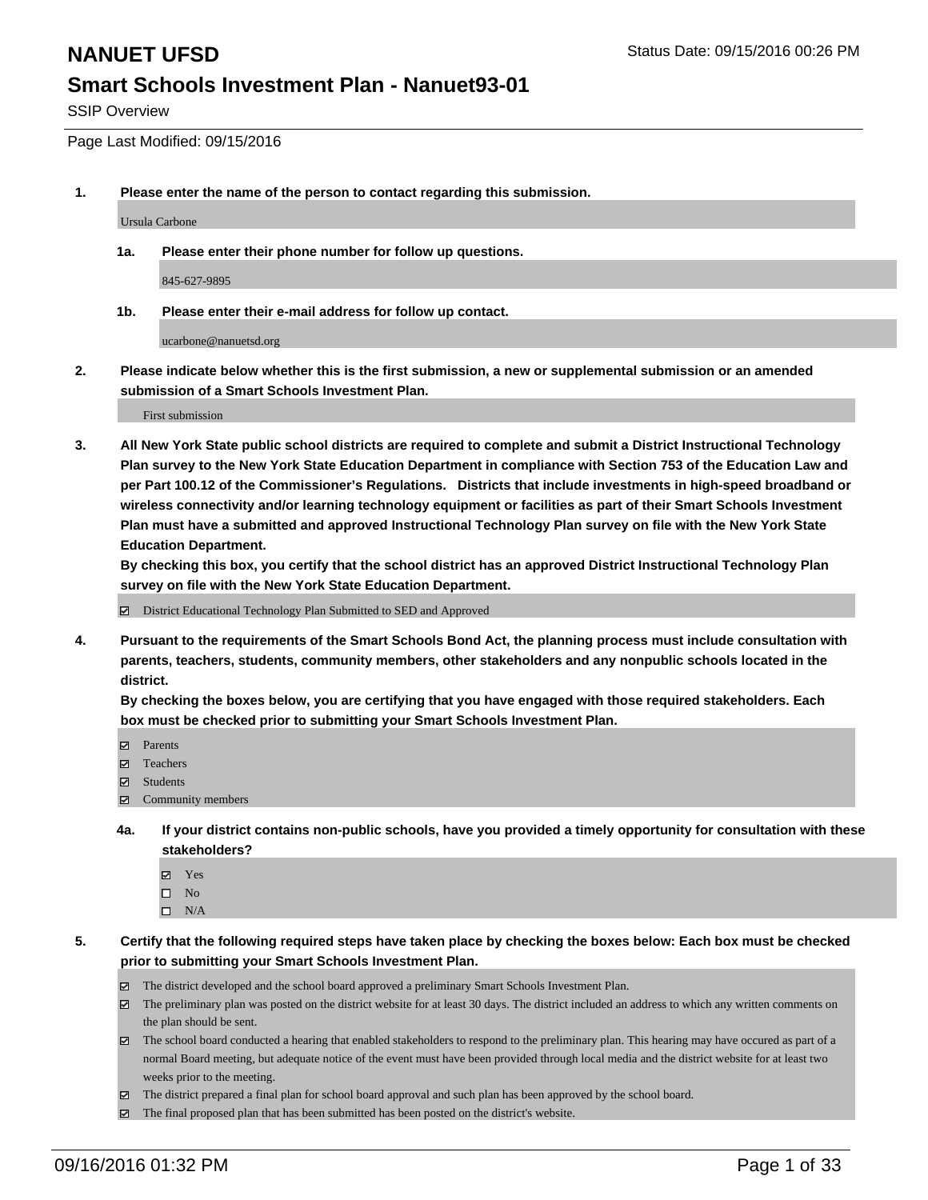# NANUET UFSD

Status Date: 09/15/2016 00:26 PM

## Smart Schools Investment Plan - Nanuet93-01

SSIP Overview

Page Last Modified: 09/15/2016

**1. Please enter the name of the person to contact regarding this submission.**

Ursula Carbone

**1a. Please enter their phone number for follow up questions.**

845-627-9895

**1b. Please enter their e-mail address for follow up contact.**

ucarbone@nanuetsd.org

**2. Please indicate below whether this is the first submission, a new or supplemental submission or an amended submission of a Smart Schools Investment Plan.**

First submission

**3. All New York State public school districts are required to complete and submit a District Instructional Technology Plan survey to the New York State Education Department in compliance with Section 753 of the Education Law and per Part 100.12 of the Commissioner's Regulations. Districts that include investments in high-speed broadband or wireless connectivity and/or learning technology equipment or facilities as part of their Smart Schools Investment Plan must have a submitted and approved Instructional Technology Plan survey on file with the New York State Education Department.**
**By checking this box, you certify that the school district has an approved District Instructional Technology Plan survey on file with the New York State Education Department.**

- [x] District Educational Technology Plan Submitted to SED and Approved

**4. Pursuant to the requirements of the Smart Schools Bond Act, the planning process must include consultation with parents, teachers, students, community members, other stakeholders and any nonpublic schools located in the district.**
**By checking the boxes below, you are certifying that you have engaged with those required stakeholders. Each box must be checked prior to submitting your Smart Schools Investment Plan.**

- [x] Parents
- [x] Teachers
- [x] Students
- [x] Community members

**4a. If your district contains non-public schools, have you provided a timely opportunity for consultation with these stakeholders?**

- [x] Yes
- [ ] No
- [ ] N/A

**5. Certify that the following required steps have taken place by checking the boxes below: Each box must be checked prior to submitting your Smart Schools Investment Plan.**

- [x] The district developed and the school board approved a preliminary Smart Schools Investment Plan.
- [x] The preliminary plan was posted on the district website for at least 30 days. The district included an address to which any written comments on the plan should be sent.
- [x] The school board conducted a hearing that enabled stakeholders to respond to the preliminary plan. This hearing may have occured as part of a normal Board meeting, but adequate notice of the event must have been provided through local media and the district website for at least two weeks prior to the meeting.
- [x] The district prepared a final plan for school board approval and such plan has been approved by the school board.
- [x] The final proposed plan that has been submitted has been posted on the district's website.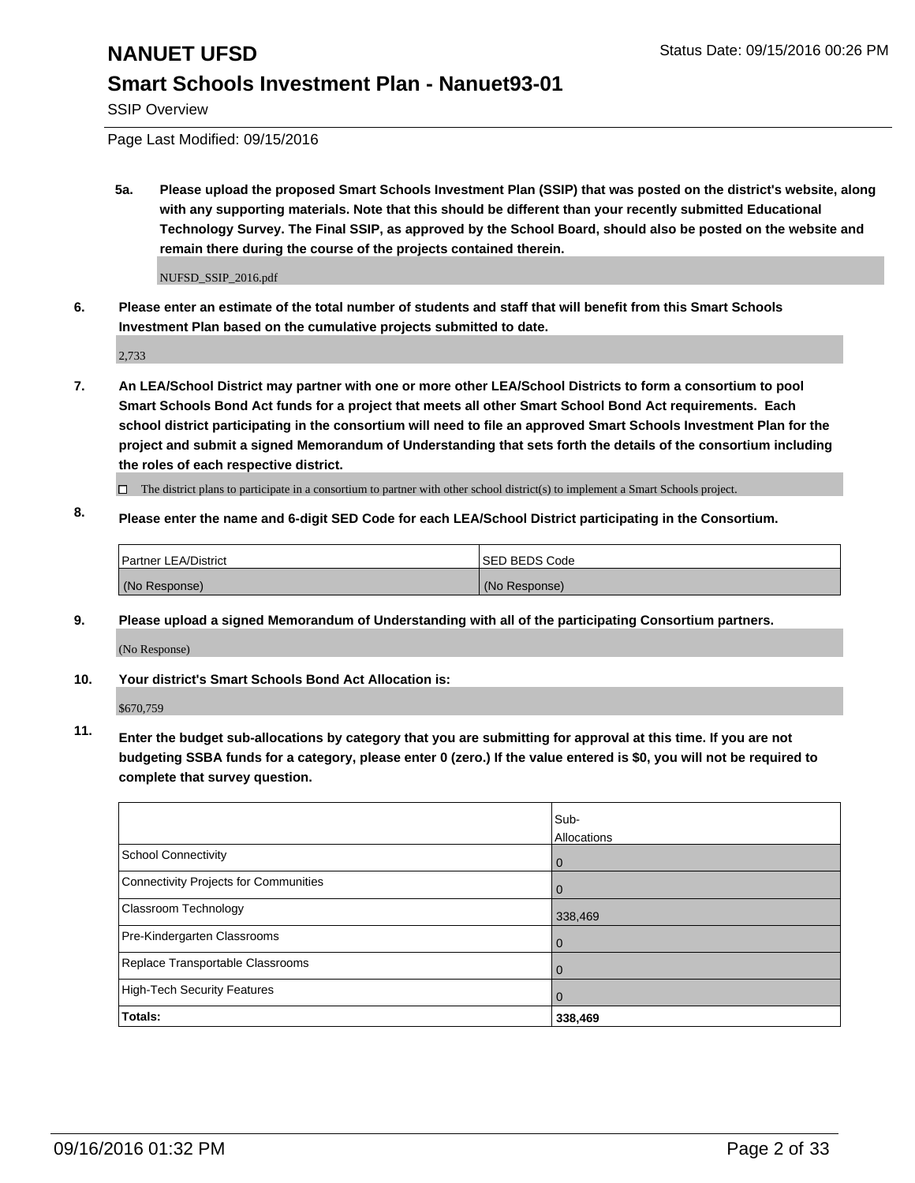# NANUET UFSD

Status Date: 09/15/2016 00:26 PM

## Smart Schools Investment Plan - Nanuet93-01

SSIP Overview

Page Last Modified: 09/15/2016

**5a. Please upload the proposed Smart Schools Investment Plan (SSIP) that was posted on the district's website, along with any supporting materials. Note that this should be different than your recently submitted Educational Technology Survey. The Final SSIP, as approved by the School Board, should also be posted on the website and remain there during the course of the projects contained therein.**

NUFSD_SSIP_2016.pdf

**6. Please enter an estimate of the total number of students and staff that will benefit from this Smart Schools Investment Plan based on the cumulative projects submitted to date.**

2,733

**7. An LEA/School District may partner with one or more other LEA/School Districts to form a consortium to pool Smart Schools Bond Act funds for a project that meets all other Smart School Bond Act requirements. Each school district participating in the consortium will need to file an approved Smart Schools Investment Plan for the project and submit a signed Memorandum of Understanding that sets forth the details of the consortium including the roles of each respective district.**

☐ The district plans to participate in a consortium to partner with other school district(s) to implement a Smart Schools project.

**8. Please enter the name and 6-digit SED Code for each LEA/School District participating in the Consortium.**

| Partner LEA/District | SED BEDS Code |
|---|---|
| (No Response) | (No Response) |

**9. Please upload a signed Memorandum of Understanding with all of the participating Consortium partners.**

(No Response)

**10. Your district's Smart Schools Bond Act Allocation is:**

$670,759

**11. Enter the budget sub-allocations by category that you are submitting for approval at this time. If you are not budgeting SSBA funds for a category, please enter 0 (zero.) If the value entered is $0, you will not be required to complete that survey question.**

| | Sub-Allocations |
|---|---|
| School Connectivity | 0 |
| Connectivity Projects for Communities | 0 |
| Classroom Technology | 338,469 |
| Pre-Kindergarten Classrooms | 0 |
| Replace Transportable Classrooms | 0 |
| High-Tech Security Features | 0 |
| **Totals:** | **338,469** |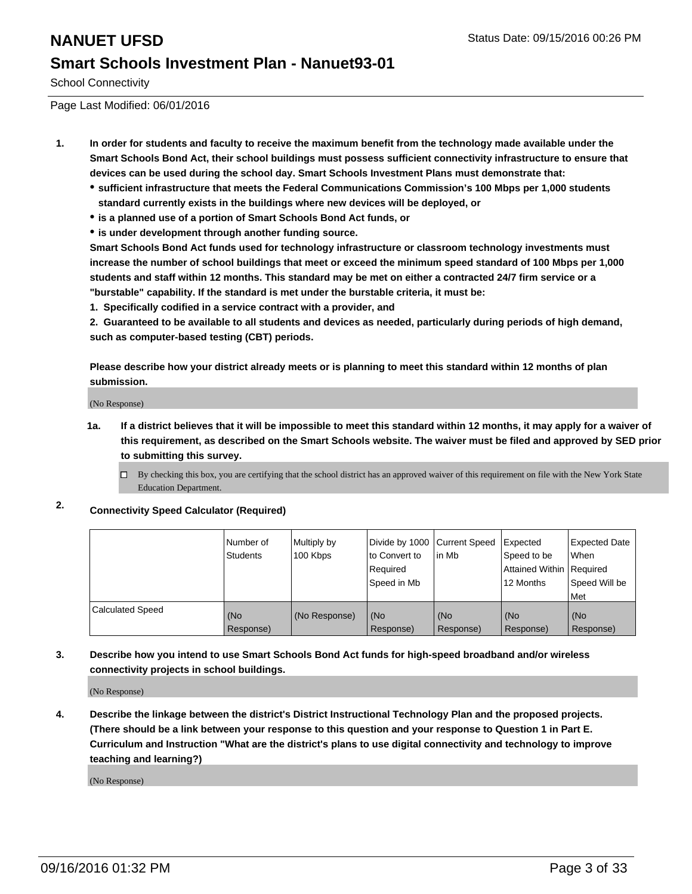# NANUET UFSD

## Smart Schools Investment Plan - Nanuet93-01

School Connectivity

Page Last Modified: 06/01/2016

**1. In order for students and faculty to receive the maximum benefit from the technology made available under the Smart Schools Bond Act, their school buildings must possess sufficient connectivity infrastructure to ensure that devices can be used during the school day. Smart Schools Investment Plans must demonstrate that:**

- **sufficient infrastructure that meets the Federal Communications Commission's 100 Mbps per 1,000 students standard currently exists in the buildings where new devices will be deployed, or**
- **is a planned use of a portion of Smart Schools Bond Act funds, or**
- **is under development through another funding source.**

**Smart Schools Bond Act funds used for technology infrastructure or classroom technology investments must increase the number of school buildings that meet or exceed the minimum speed standard of 100 Mbps per 1,000 students and staff within 12 months. This standard may be met on either a contracted 24/7 firm service or a "burstable" capability. If the standard is met under the burstable criteria, it must be:**

**1. Specifically codified in a service contract with a provider, and**

**2. Guaranteed to be available to all students and devices as needed, particularly during periods of high demand, such as computer-based testing (CBT) periods.**

**Please describe how your district already meets or is planning to meet this standard within 12 months of plan submission.**

(No Response)

**1a. If a district believes that it will be impossible to meet this standard within 12 months, it may apply for a waiver of this requirement, as described on the Smart Schools website. The waiver must be filed and approved by SED prior to submitting this survey.**

☐ By checking this box, you are certifying that the school district has an approved waiver of this requirement on file with the New York State Education Department.

**2. Connectivity Speed Calculator (Required)**

| | Number of Students | Multiply by 100 Kbps | Divide by 1000 to Convert to Required Speed in Mb | Current Speed in Mb | Expected Speed to be Attained Within 12 Months | Expected Date When Required Speed Will be Met |
|---|---|---|---|---|---|---|
| Calculated Speed | (No Response) | (No Response) | (No Response) | (No Response) | (No Response) | (No Response) |

**3. Describe how you intend to use Smart Schools Bond Act funds for high-speed broadband and/or wireless connectivity projects in school buildings.**

(No Response)

**4. Describe the linkage between the district's District Instructional Technology Plan and the proposed projects. (There should be a link between your response to this question and your response to Question 1 in Part E. Curriculum and Instruction "What are the district's plans to use digital connectivity and technology to improve teaching and learning?)**

(No Response)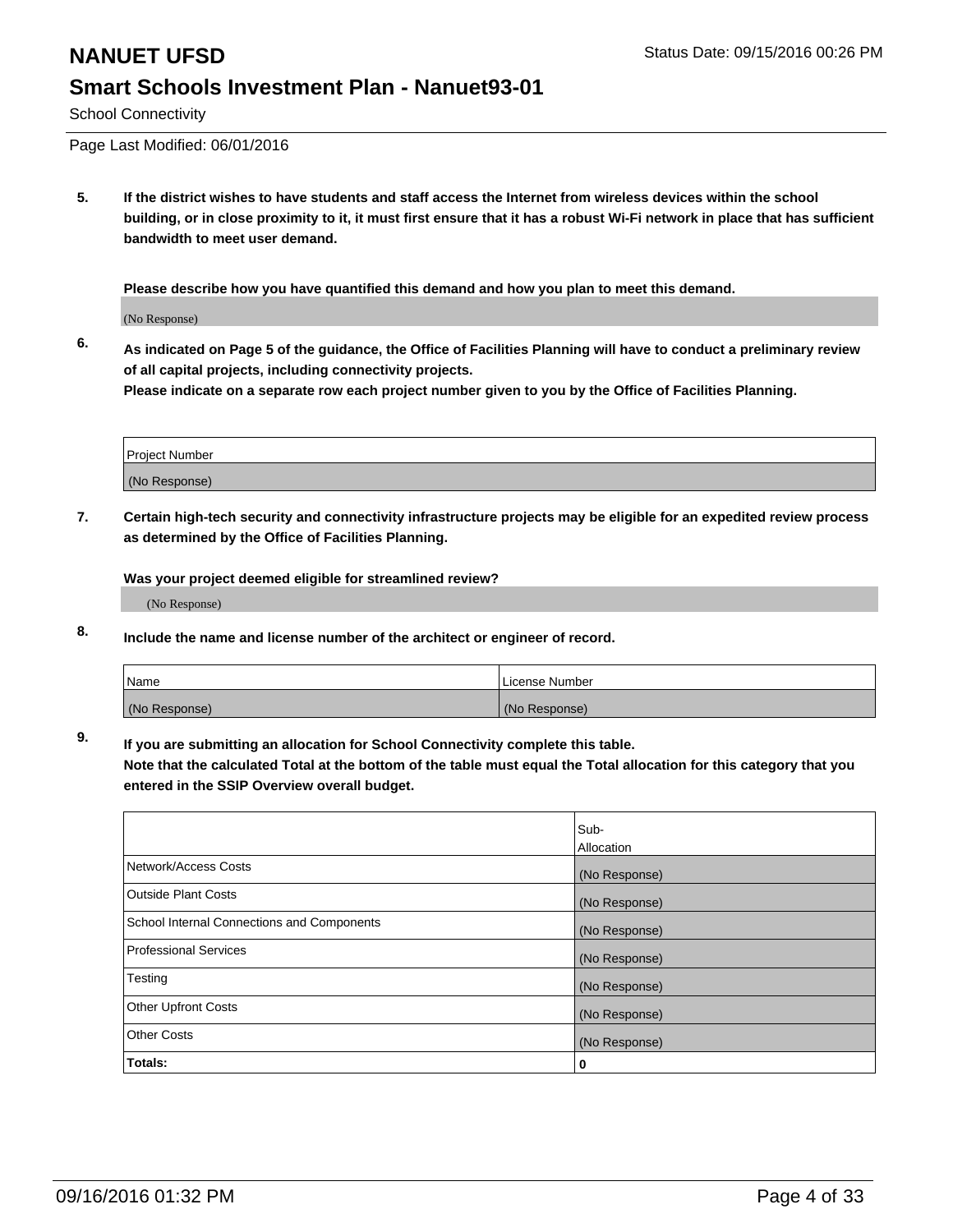# NANUET UFSD

## Smart Schools Investment Plan - Nanuet93-01

School Connectivity

Page Last Modified: 06/01/2016

**5. If the district wishes to have students and staff access the Internet from wireless devices within the school building, or in close proximity to it, it must first ensure that it has a robust Wi-Fi network in place that has sufficient bandwidth to meet user demand.**

**Please describe how you have quantified this demand and how you plan to meet this demand.**

(No Response)

**6. As indicated on Page 5 of the guidance, the Office of Facilities Planning will have to conduct a preliminary review of all capital projects, including connectivity projects.**
**Please indicate on a separate row each project number given to you by the Office of Facilities Planning.**

| Project Number |
| --- |
| (No Response) |

**7. Certain high-tech security and connectivity infrastructure projects may be eligible for an expedited review process as determined by the Office of Facilities Planning.**

**Was your project deemed eligible for streamlined review?**

(No Response)

**8. Include the name and license number of the architect or engineer of record.**

| Name | License Number |
| --- | --- |
| (No Response) | (No Response) |

**9. If you are submitting an allocation for School Connectivity complete this table.**
**Note that the calculated Total at the bottom of the table must equal the Total allocation for this category that you entered in the SSIP Overview overall budget.**

| | Sub-Allocation |
| --- | --- |
| Network/Access Costs | (No Response) |
| Outside Plant Costs | (No Response) |
| School Internal Connections and Components | (No Response) |
| Professional Services | (No Response) |
| Testing | (No Response) |
| Other Upfront Costs | (No Response) |
| Other Costs | (No Response) |
| **Totals:** | **0** |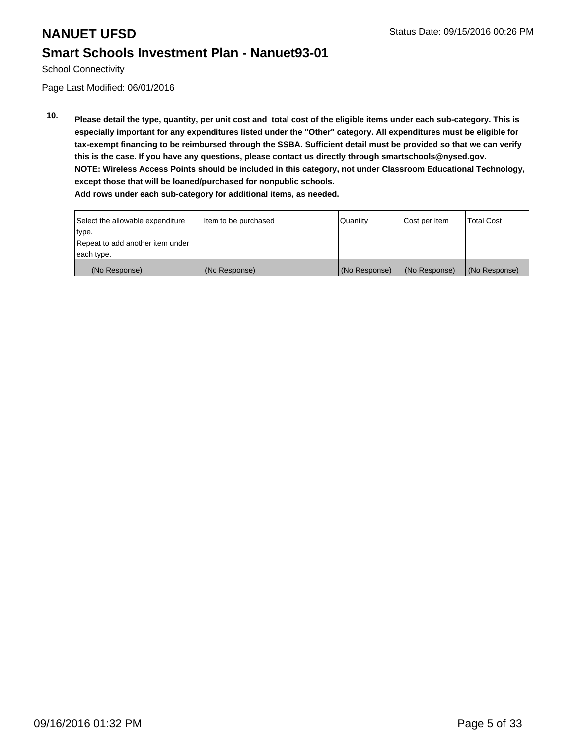Page Last Modified: 06/01/2016

**10.** **Please detail the type, quantity, per unit cost and total cost of the eligible items under each sub-category. This is especially important for any expenditures listed under the "Other" category. All expenditures must be eligible for tax-exempt financing to be reimbursed through the SSBA. Sufficient detail must be provided so that we can verify this is the case. If you have any questions, please contact us directly through smartschools@nysed.gov.**
**NOTE: Wireless Access Points should be included in this category, not under Classroom Educational Technology, except those that will be loaned/purchased for nonpublic schools.**
**Add rows under each sub-category for additional items, as needed.**

| Select the allowable expenditure type. Repeat to add another item under each type. | Item to be purchased | Quantity | Cost per Item | Total Cost |
|---|---|---|---|---|
| (No Response) | (No Response) | (No Response) | (No Response) | (No Response) |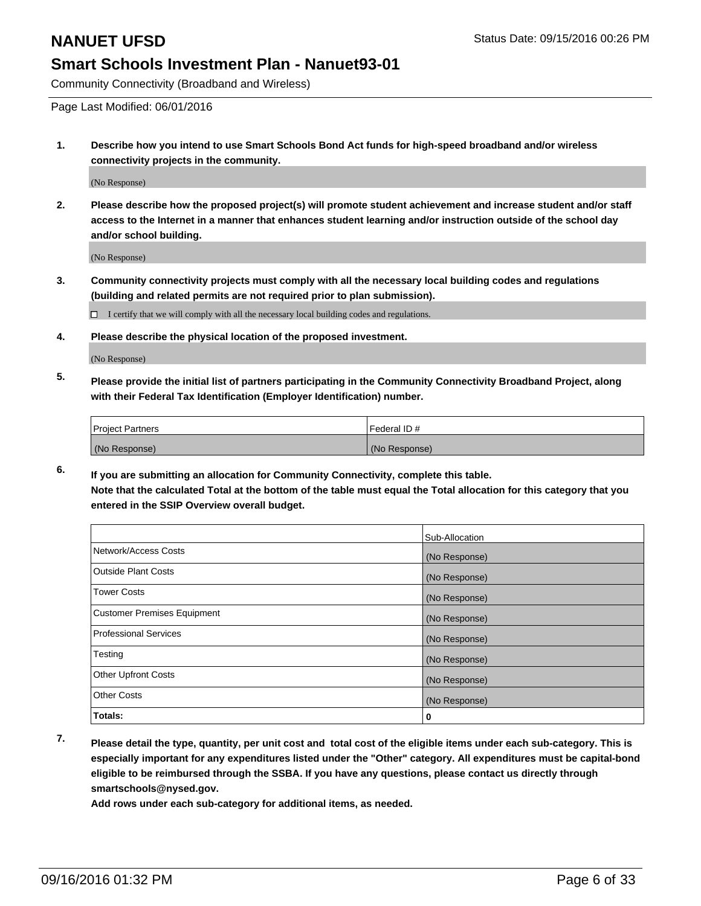# NANUET UFSD

## Smart Schools Investment Plan - Nanuet93-01

Community Connectivity (Broadband and Wireless)

Page Last Modified: 06/01/2016

**1. Describe how you intend to use Smart Schools Bond Act funds for high-speed broadband and/or wireless connectivity projects in the community.**

(No Response)

**2. Please describe how the proposed project(s) will promote student achievement and increase student and/or staff access to the Internet in a manner that enhances student learning and/or instruction outside of the school day and/or school building.**

(No Response)

**3. Community connectivity projects must comply with all the necessary local building codes and regulations (building and related permits are not required prior to plan submission).**

☐ I certify that we will comply with all the necessary local building codes and regulations.

**4. Please describe the physical location of the proposed investment.**

(No Response)

**5. Please provide the initial list of partners participating in the Community Connectivity Broadband Project, along with their Federal Tax Identification (Employer Identification) number.**

| Project Partners | Federal ID # |
|---|---|
| (No Response) | (No Response) |

**6. If you are submitting an allocation for Community Connectivity, complete this table. Note that the calculated Total at the bottom of the table must equal the Total allocation for this category that you entered in the SSIP Overview overall budget.**

| | Sub-Allocation |
|---|---|
| Network/Access Costs | (No Response) |
| Outside Plant Costs | (No Response) |
| Tower Costs | (No Response) |
| Customer Premises Equipment | (No Response) |
| Professional Services | (No Response) |
| Testing | (No Response) |
| Other Upfront Costs | (No Response) |
| Other Costs | (No Response) |
| **Totals:** | **0** |

**7. Please detail the type, quantity, per unit cost and total cost of the eligible items under each sub-category. This is especially important for any expenditures listed under the "Other" category. All expenditures must be capital-bond eligible to be reimbursed through the SSBA. If you have any questions, please contact us directly through smartschools@nysed.gov.**

**Add rows under each sub-category for additional items, as needed.**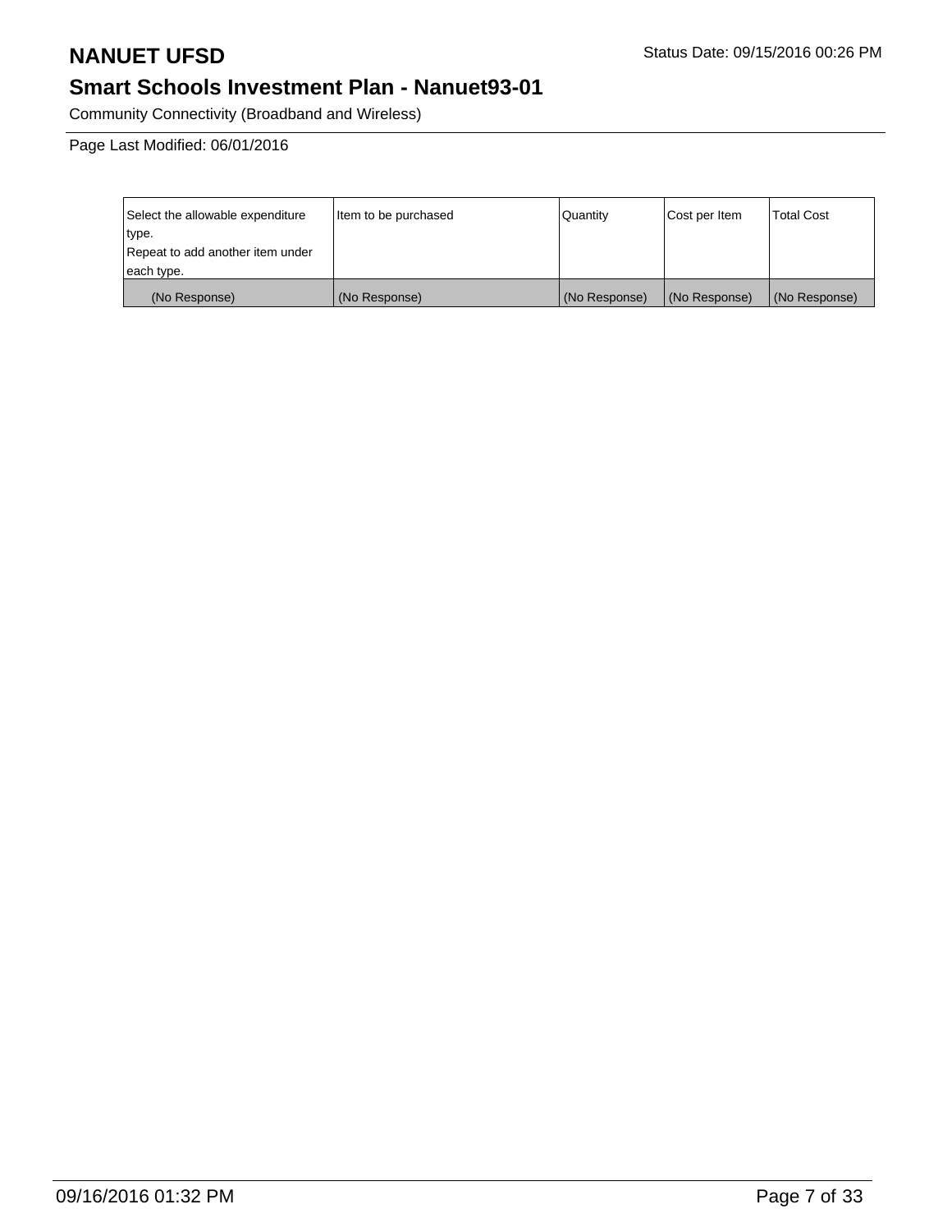# NANUET UFSD

Status Date: 09/15/2016 00:26 PM

## Smart Schools Investment Plan - Nanuet93-01

Community Connectivity (Broadband and Wireless)

Page Last Modified: 06/01/2016

| Select the allowable expenditure type. Repeat to add another item under each type. | Item to be purchased | Quantity | Cost per Item | Total Cost |
|---|---|---|---|---|
| (No Response) | (No Response) | (No Response) | (No Response) | (No Response) |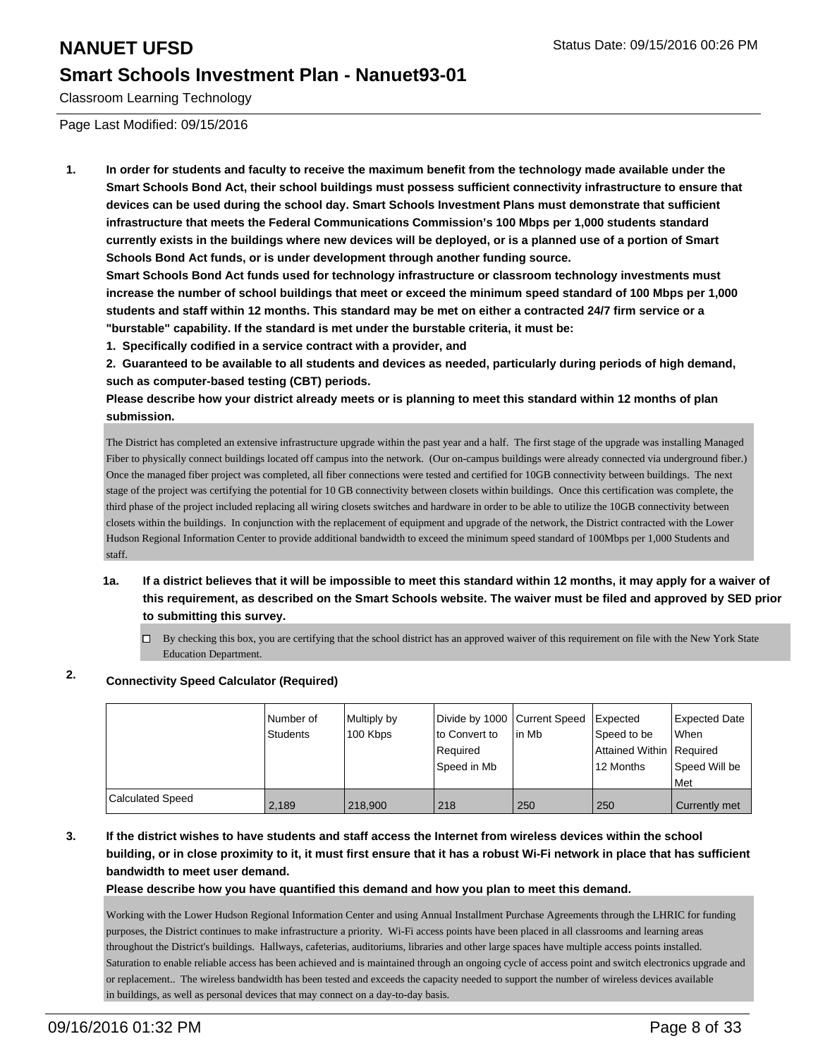# NANUET UFSD

## Smart Schools Investment Plan - Nanuet93-01

Classroom Learning Technology

Page Last Modified: 09/15/2016

**1. In order for students and faculty to receive the maximum benefit from the technology made available under the Smart Schools Bond Act, their school buildings must possess sufficient connectivity infrastructure to ensure that devices can be used during the school day. Smart Schools Investment Plans must demonstrate that sufficient infrastructure that meets the Federal Communications Commission's 100 Mbps per 1,000 students standard currently exists in the buildings where new devices will be deployed, or is a planned use of a portion of Smart Schools Bond Act funds, or is under development through another funding source.**

**Smart Schools Bond Act funds used for technology infrastructure or classroom technology investments must increase the number of school buildings that meet or exceed the minimum speed standard of 100 Mbps per 1,000 students and staff within 12 months. This standard may be met on either a contracted 24/7 firm service or a "burstable" capability. If the standard is met under the burstable criteria, it must be:**

**1. Specifically codified in a service contract with a provider, and**

**2. Guaranteed to be available to all students and devices as needed, particularly during periods of high demand, such as computer-based testing (CBT) periods.**

**Please describe how your district already meets or is planning to meet this standard within 12 months of plan submission.**

The District has completed an extensive infrastructure upgrade within the past year and a half. The first stage of the upgrade was installing Managed Fiber to physically connect buildings located off campus into the network. (Our on-campus buildings were already connected via underground fiber.) Once the managed fiber project was completed, all fiber connections were tested and certified for 10GB connectivity between buildings. The next stage of the project was certifying the potential for 10 GB connectivity between closets within buildings. Once this certification was complete, the third phase of the project included replacing all wiring closets switches and hardware in order to be able to utilize the 10GB connectivity between closets within the buildings. In conjunction with the replacement of equipment and upgrade of the network, the District contracted with the Lower Hudson Regional Information Center to provide additional bandwidth to exceed the minimum speed standard of 100Mbps per 1,000 Students and staff.

**1a. If a district believes that it will be impossible to meet this standard within 12 months, it may apply for a waiver of this requirement, as described on the Smart Schools website. The waiver must be filed and approved by SED prior to submitting this survey.**

☐ By checking this box, you are certifying that the school district has an approved waiver of this requirement on file with the New York State Education Department.

**2. Connectivity Speed Calculator (Required)**

| | Number of Students | Multiply by 100 Kbps | Divide by 1000 to Convert to Required Speed in Mb | Current Speed in Mb | Expected Speed to be Attained Within 12 Months | Expected Date When Required Speed Will be Met |
|---|---|---|---|---|---|---|
| Calculated Speed | 2,189 | 218,900 | 218 | 250 | 250 | Currently met |

**3. If the district wishes to have students and staff access the Internet from wireless devices within the school building, or in close proximity to it, it must first ensure that it has a robust Wi-Fi network in place that has sufficient bandwidth to meet user demand.**

**Please describe how you have quantified this demand and how you plan to meet this demand.**

Working with the Lower Hudson Regional Information Center and using Annual Installment Purchase Agreements through the LHRIC for funding purposes, the District continues to make infrastructure a priority. Wi-Fi access points have been placed in all classrooms and learning areas throughout the District's buildings. Hallways, cafeterias, auditoriums, libraries and other large spaces have multiple access points installed. Saturation to enable reliable access has been achieved and is maintained through an ongoing cycle of access point and switch electronics upgrade and or replacement.. The wireless bandwidth has been tested and exceeds the capacity needed to support the number of wireless devices available in buildings, as well as personal devices that may connect on a day-to-day basis.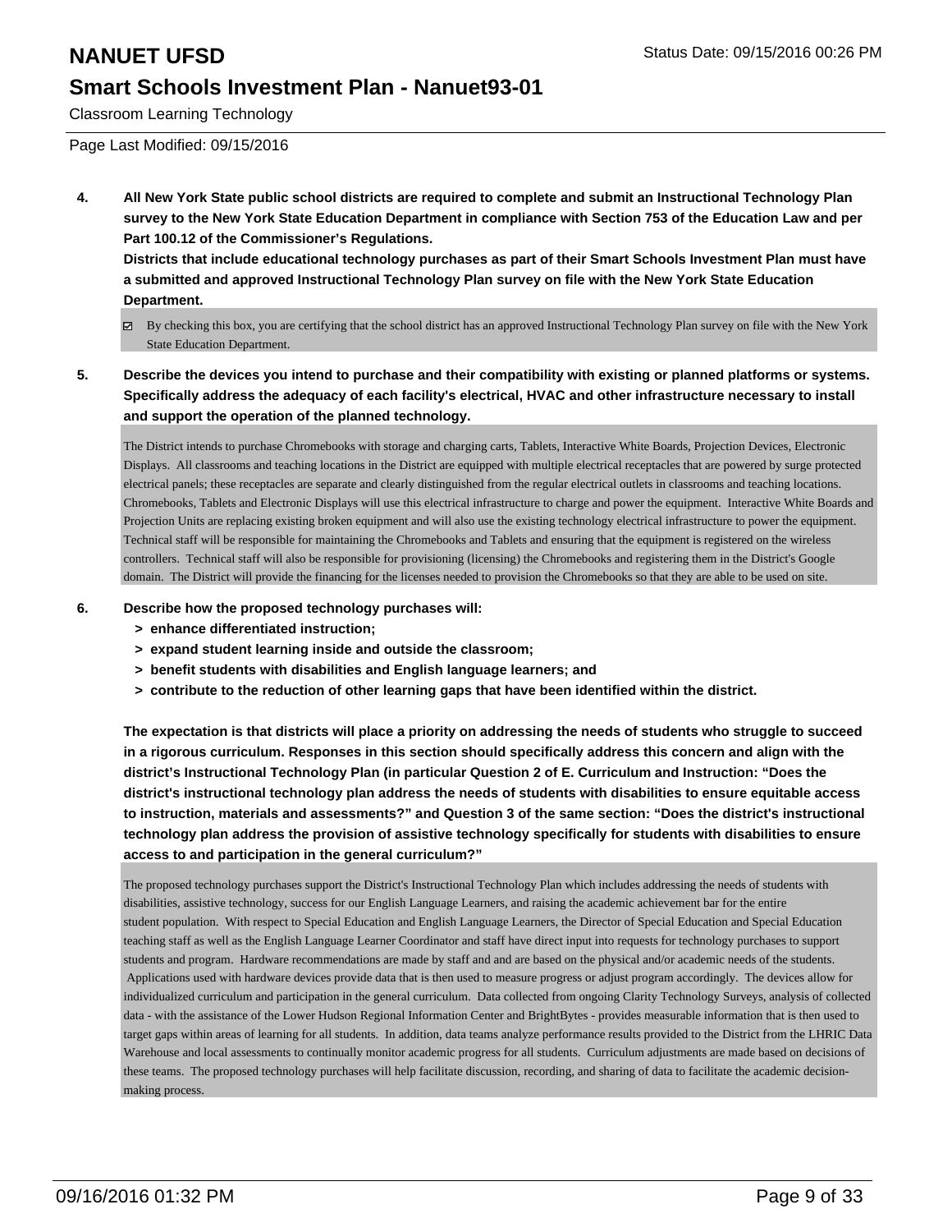Classroom Learning Technology

Page Last Modified: 09/15/2016

**4. All New York State public school districts are required to complete and submit an Instructional Technology Plan survey to the New York State Education Department in compliance with Section 753 of the Education Law and per Part 100.12 of the Commissioner's Regulations.**
**Districts that include educational technology purchases as part of their Smart Schools Investment Plan must have a submitted and approved Instructional Technology Plan survey on file with the New York State Education Department.**

☑ By checking this box, you are certifying that the school district has an approved Instructional Technology Plan survey on file with the New York State Education Department.

**5. Describe the devices you intend to purchase and their compatibility with existing or planned platforms or systems. Specifically address the adequacy of each facility's electrical, HVAC and other infrastructure necessary to install and support the operation of the planned technology.**

The District intends to purchase Chromebooks with storage and charging carts, Tablets, Interactive White Boards, Projection Devices, Electronic Displays. All classrooms and teaching locations in the District are equipped with multiple electrical receptacles that are powered by surge protected electrical panels; these receptacles are separate and clearly distinguished from the regular electrical outlets in classrooms and teaching locations. Chromebooks, Tablets and Electronic Displays will use this electrical infrastructure to charge and power the equipment. Interactive White Boards and Projection Units are replacing existing broken equipment and will also use the existing technology electrical infrastructure to power the equipment. Technical staff will be responsible for maintaining the Chromebooks and Tablets and ensuring that the equipment is registered on the wireless controllers. Technical staff will also be responsible for provisioning (licensing) the Chromebooks and registering them in the District's Google domain. The District will provide the financing for the licenses needed to provision the Chromebooks so that they are able to be used on site.

**6. Describe how the proposed technology purchases will:**
- **> enhance differentiated instruction;**
- **> expand student learning inside and outside the classroom;**
- **> benefit students with disabilities and English language learners; and**
- **> contribute to the reduction of other learning gaps that have been identified within the district.**

**The expectation is that districts will place a priority on addressing the needs of students who struggle to succeed in a rigorous curriculum. Responses in this section should specifically address this concern and align with the district's Instructional Technology Plan (in particular Question 2 of E. Curriculum and Instruction: "Does the district's instructional technology plan address the needs of students with disabilities to ensure equitable access to instruction, materials and assessments?" and Question 3 of the same section: "Does the district's instructional technology plan address the provision of assistive technology specifically for students with disabilities to ensure access to and participation in the general curriculum?"**

The proposed technology purchases support the District's Instructional Technology Plan which includes addressing the needs of students with disabilities, assistive technology, success for our English Language Learners, and raising the academic achievement bar for the entire student population. With respect to Special Education and English Language Learners, the Director of Special Education and Special Education teaching staff as well as the English Language Learner Coordinator and staff have direct input into requests for technology purchases to support students and program. Hardware recommendations are made by staff and and are based on the physical and/or academic needs of the students. Applications used with hardware devices provide data that is then used to measure progress or adjust program accordingly. The devices allow for individualized curriculum and participation in the general curriculum. Data collected from ongoing Clarity Technology Surveys, analysis of collected data - with the assistance of the Lower Hudson Regional Information Center and BrightBytes - provides measurable information that is then used to target gaps within areas of learning for all students. In addition, data teams analyze performance results provided to the District from the LHRIC Data Warehouse and local assessments to continually monitor academic progress for all students. Curriculum adjustments are made based on decisions of these teams. The proposed technology purchases will help facilitate discussion, recording, and sharing of data to facilitate the academic decision-making process.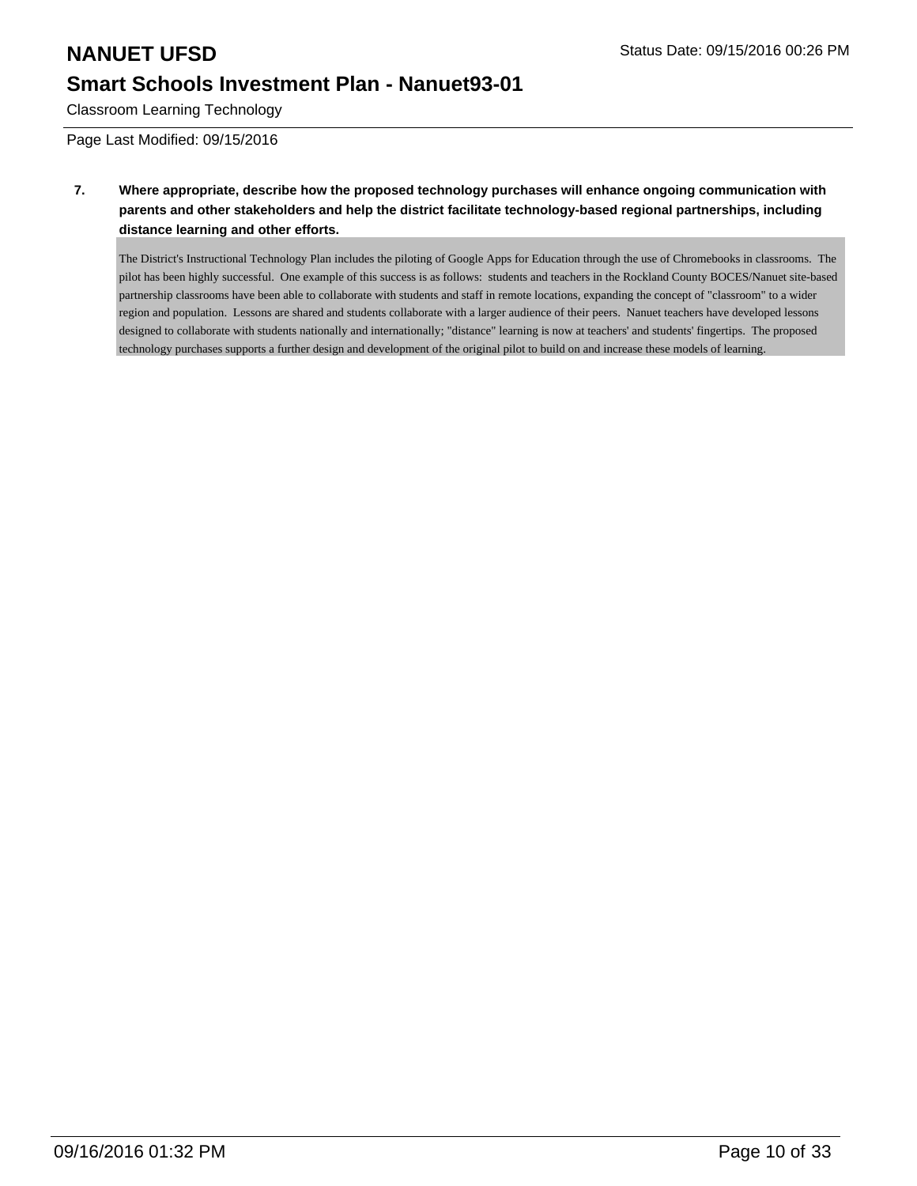Classroom Learning Technology

Page Last Modified: 09/15/2016

**7. Where appropriate, describe how the proposed technology purchases will enhance ongoing communication with parents and other stakeholders and help the district facilitate technology-based regional partnerships, including distance learning and other efforts.**

The District's Instructional Technology Plan includes the piloting of Google Apps for Education through the use of Chromebooks in classrooms. The pilot has been highly successful. One example of this success is as follows: students and teachers in the Rockland County BOCES/Nanuet site-based partnership classrooms have been able to collaborate with students and staff in remote locations, expanding the concept of "classroom" to a wider region and population. Lessons are shared and students collaborate with a larger audience of their peers. Nanuet teachers have developed lessons designed to collaborate with students nationally and internationally; "distance" learning is now at teachers' and students' fingertips. The proposed technology purchases supports a further design and development of the original pilot to build on and increase these models of learning.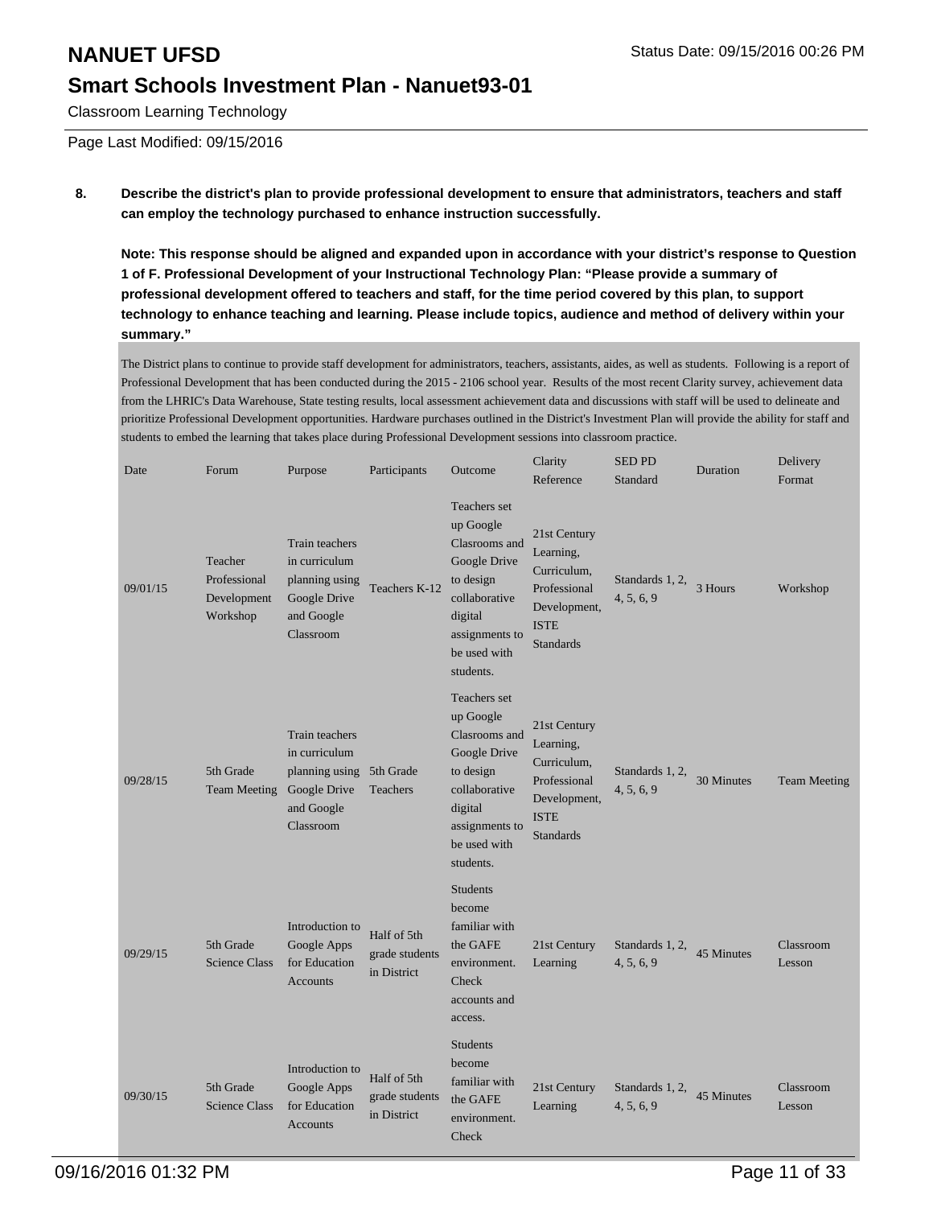Classroom Learning Technology

Page Last Modified: 09/15/2016

**8. Describe the district's plan to provide professional development to ensure that administrators, teachers and staff can employ the technology purchased to enhance instruction successfully.**

**Note: This response should be aligned and expanded upon in accordance with your district's response to Question 1 of F. Professional Development of your Instructional Technology Plan: "Please provide a summary of professional development offered to teachers and staff, for the time period covered by this plan, to support technology to enhance teaching and learning. Please include topics, audience and method of delivery within your summary."**

The District plans to continue to provide staff development for administrators, teachers, assistants, aides, as well as students. Following is a report of Professional Development that has been conducted during the 2015 - 2106 school year. Results of the most recent Clarity survey, achievement data from the LHRIC's Data Warehouse, State testing results, local assessment achievement data and discussions with staff will be used to delineate and prioritize Professional Development opportunities. Hardware purchases outlined in the District's Investment Plan will provide the ability for staff and students to embed the learning that takes place during Professional Development sessions into classroom practice.

| Date | Forum | Purpose | Participants | Outcome | Clarity Reference | SED PD Standard | Duration | Delivery Format |
|---|---|---|---|---|---|---|---|---|
| 09/01/15 | Teacher Professional Development Workshop | Train teachers in curriculum planning using Google Drive and Google Classroom | Teachers K-12 | Teachers set up Google Clasrooms and Google Drive to design collaborative digital assignments to be used with students. | 21st Century Learning, Curriculum, Professional Development, ISTE Standards | Standards 1, 2, 4, 5, 6, 9 | 3 Hours | Workshop |
| 09/28/15 | 5th Grade Team Meeting | Train teachers in curriculum planning using Google Drive and Google Classroom | 5th Grade Teachers | Teachers set up Google Clasrooms and Google Drive to design collaborative digital assignments to be used with students. | 21st Century Learning, Curriculum, Professional Development, ISTE Standards | Standards 1, 2, 4, 5, 6, 9 | 30 Minutes | Team Meeting |
| 09/29/15 | 5th Grade Science Class | Introduction to Google Apps for Education Accounts | Half of 5th grade students in District | Students become familiar with the GAFE environment. Check accounts and access. | 21st Century Learning | Standards 1, 2, 4, 5, 6, 9 | 45 Minutes | Classroom Lesson |
| 09/30/15 | 5th Grade Science Class | Introduction to Google Apps for Education Accounts | Half of 5th grade students in District | Students become familiar with the GAFE environment. Check | 21st Century Learning | Standards 1, 2, 4, 5, 6, 9 | 45 Minutes | Classroom Lesson |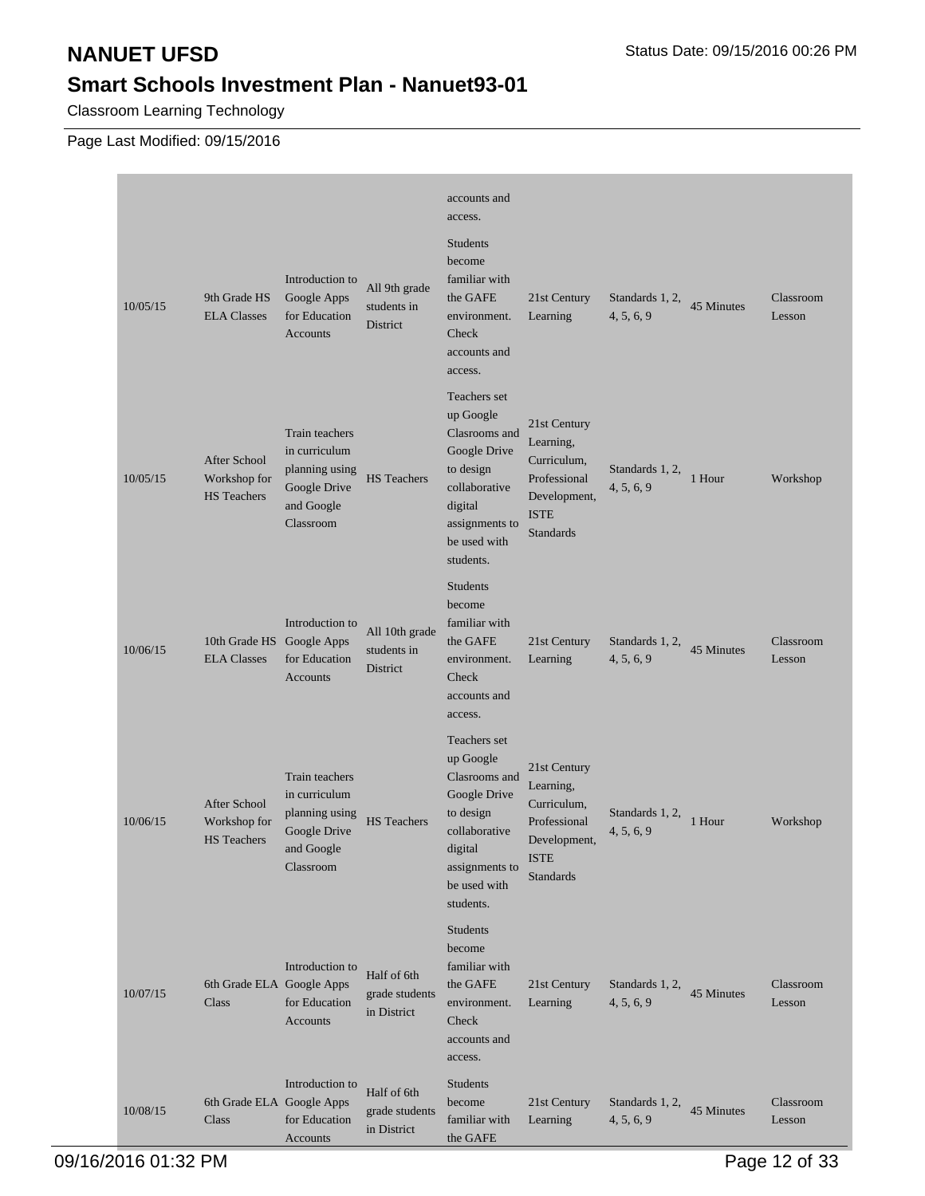# NANUET UFSD

## Smart Schools Investment Plan - Nanuet93-01

Classroom Learning Technology

Page Last Modified: 09/15/2016

| | | | | | | | | |
|---|---|---|---|---|---|---|---|---|
| | | | | accounts and access. | | | | |
| 10/05/15 | 9th Grade HS ELA Classes | Introduction to Google Apps for Education Accounts | All 9th grade students in District | Students become familiar with the GAFE environment. Check accounts and access. | 21st Century Learning | Standards 1, 2, 4, 5, 6, 9 | 45 Minutes | Classroom Lesson |
| 10/05/15 | After School Workshop for HS Teachers | Train teachers in curriculum planning using Google Drive and Google Classroom | HS Teachers | Teachers set up Google Clasrooms and Google Drive to design collaborative digital assignments to be used with students. | 21st Century Learning, Curriculum, Professional Development, ISTE Standards | Standards 1, 2, 4, 5, 6, 9 | 1 Hour | Workshop |
| 10/06/15 | 10th Grade HS ELA Classes | Introduction to Google Apps for Education Accounts | All 10th grade students in District | Students become familiar with the GAFE environment. Check accounts and access. | 21st Century Learning | Standards 1, 2, 4, 5, 6, 9 | 45 Minutes | Classroom Lesson |
| 10/06/15 | After School Workshop for HS Teachers | Train teachers in curriculum planning using Google Drive and Google Classroom | HS Teachers | Teachers set up Google Clasrooms and Google Drive to design collaborative digital assignments to be used with students. | 21st Century Learning, Curriculum, Professional Development, ISTE Standards | Standards 1, 2, 4, 5, 6, 9 | 1 Hour | Workshop |
| 10/07/15 | 6th Grade ELA Class | Introduction to Google Apps for Education Accounts | Half of 6th grade students in District | Students become familiar with the GAFE environment. Check accounts and access. | 21st Century Learning | Standards 1, 2, 4, 5, 6, 9 | 45 Minutes | Classroom Lesson |
| 10/08/15 | 6th Grade ELA Class | Introduction to Google Apps for Education Accounts | Half of 6th grade students in District | Students become familiar with the GAFE | 21st Century Learning | Standards 1, 2, 4, 5, 6, 9 | 45 Minutes | Classroom Lesson |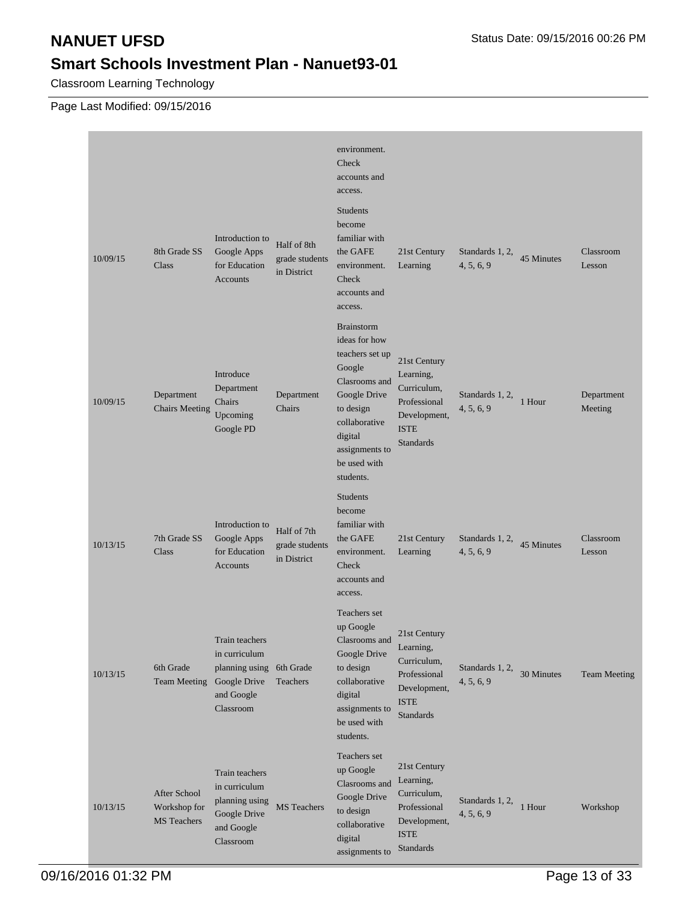Classroom Learning Technology

Page Last Modified: 09/15/2016

| | | | | | | | | |
|---|---|---|---|---|---|---|---|---|
| | | | | environment. Check accounts and access. | | | | |
| 10/09/15 | 8th Grade SS Class | Introduction to Google Apps for Education Accounts | Half of 8th grade students in District | Students become familiar with the GAFE environment. Check accounts and access. | 21st Century Learning | Standards 1, 2, 4, 5, 6, 9 | 45 Minutes | Classroom Lesson |
| 10/09/15 | Department Chairs Meeting | Introduce Department Chairs Upcoming Google PD | Department Chairs | Brainstorm ideas for how teachers set up Google Clasrooms and Google Drive to design collaborative digital assignments to be used with students. | 21st Century Learning, Curriculum, Professional Development, ISTE Standards | Standards 1, 2, 4, 5, 6, 9 | 1 Hour | Department Meeting |
| 10/13/15 | 7th Grade SS Class | Introduction to Google Apps for Education Accounts | Half of 7th grade students in District | Students become familiar with the GAFE environment. Check accounts and access. | 21st Century Learning | Standards 1, 2, 4, 5, 6, 9 | 45 Minutes | Classroom Lesson |
| 10/13/15 | 6th Grade Team Meeting | Train teachers in curriculum planning using Google Drive and Google Classroom | 6th Grade Teachers | Teachers set up Google Clasrooms and Google Drive to design collaborative digital assignments to be used with students. | 21st Century Learning, Curriculum, Professional Development, ISTE Standards | Standards 1, 2, 4, 5, 6, 9 | 30 Minutes | Team Meeting |
| 10/13/15 | After School Workshop for MS Teachers | Train teachers in curriculum planning using Google Drive and Google Classroom | MS Teachers | Teachers set up Google Clasrooms and Google Drive to design collaborative digital assignments to | 21st Century Learning, Curriculum, Professional Development, ISTE Standards | Standards 1, 2, 4, 5, 6, 9 | 1 Hour | Workshop |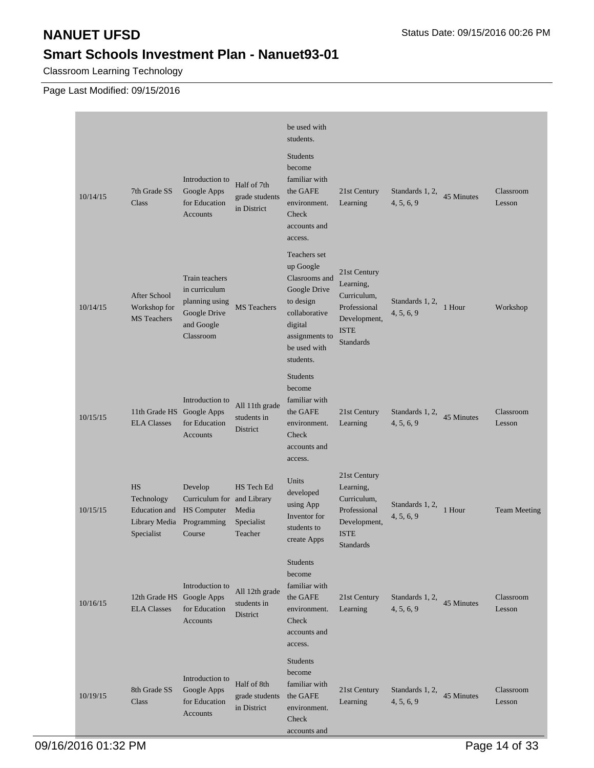# NANUET UFSD

## Smart Schools Investment Plan - Nanuet93-01

Classroom Learning Technology

Page Last Modified: 09/15/2016

| | | | | | | | | |
|---|---|---|---|---|---|---|---|---|
| | | | | be used with students. | | | | |
| 10/14/15 | 7th Grade SS Class | Introduction to Google Apps for Education Accounts | Half of 7th grade students in District | Students become familiar with the GAFE environment. Check accounts and access. | 21st Century Learning | Standards 1, 2, 4, 5, 6, 9 | 45 Minutes | Classroom Lesson |
| 10/14/15 | After School Workshop for MS Teachers | Train teachers in curriculum planning using Google Drive and Google Classroom | MS Teachers | Teachers set up Google Clasrooms and Google Drive to design collaborative digital assignments to be used with students. | 21st Century Learning, Curriculum, Professional Development, ISTE Standards | Standards 1, 2, 4, 5, 6, 9 | 1 Hour | Workshop |
| 10/15/15 | 11th Grade HS ELA Classes | Introduction to Google Apps for Education Accounts | All 11th grade students in District | Students become familiar with the GAFE environment. Check accounts and access. | 21st Century Learning | Standards 1, 2, 4, 5, 6, 9 | 45 Minutes | Classroom Lesson |
| 10/15/15 | HS Technology Education and Library Media Specialist | Develop Curriculum for HS Computer Programming Course | HS Tech Ed and Library Media Specialist Teacher | Units developed using App Inventor for students to create Apps | 21st Century Learning, Curriculum, Professional Development, ISTE Standards | Standards 1, 2, 4, 5, 6, 9 | 1 Hour | Team Meeting |
| 10/16/15 | 12th Grade HS ELA Classes | Introduction to Google Apps for Education Accounts | All 12th grade students in District | Students become familiar with the GAFE environment. Check accounts and access. | 21st Century Learning | Standards 1, 2, 4, 5, 6, 9 | 45 Minutes | Classroom Lesson |
| 10/19/15 | 8th Grade SS Class | Introduction to Google Apps for Education Accounts | Half of 8th grade students in District | Students become familiar with the GAFE environment. Check accounts and | 21st Century Learning | Standards 1, 2, 4, 5, 6, 9 | 45 Minutes | Classroom Lesson |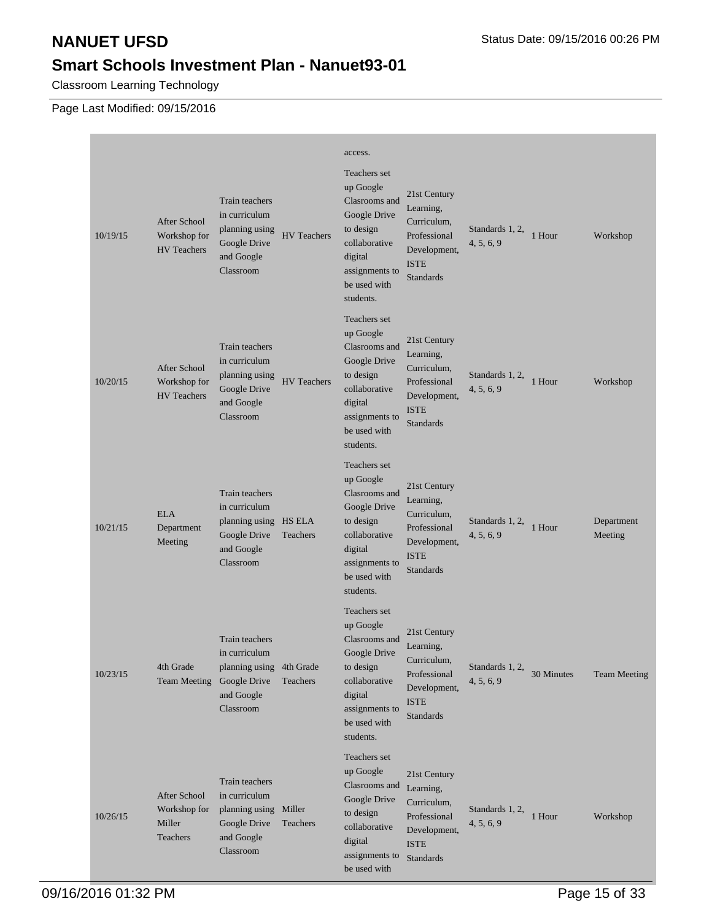# NANUET UFSD

## Smart Schools Investment Plan - Nanuet93-01

Classroom Learning Technology

Page Last Modified: 09/15/2016

| | | | | | | | | |
|---|---|---|---|---|---|---|---|---|
| | | | | access. | | | | |
| 10/19/15 | After School Workshop for HV Teachers | Train teachers in curriculum planning using Google Drive and Google Classroom | HV Teachers | Teachers set up Google Clasrooms and Google Drive to design collaborative digital assignments to be used with students. | 21st Century Learning, Curriculum, Professional Development, ISTE Standards | Standards 1, 2, 4, 5, 6, 9 | 1 Hour | Workshop |
| 10/20/15 | After School Workshop for HV Teachers | Train teachers in curriculum planning using Google Drive and Google Classroom | HV Teachers | Teachers set up Google Clasrooms and Google Drive to design collaborative digital assignments to be used with students. | 21st Century Learning, Curriculum, Professional Development, ISTE Standards | Standards 1, 2, 4, 5, 6, 9 | 1 Hour | Workshop |
| 10/21/15 | ELA Department Meeting | Train teachers in curriculum planning using Google Drive and Google Classroom | HS ELA Teachers | Teachers set up Google Clasrooms and Google Drive to design collaborative digital assignments to be used with students. | 21st Century Learning, Curriculum, Professional Development, ISTE Standards | Standards 1, 2, 4, 5, 6, 9 | 1 Hour | Department Meeting |
| 10/23/15 | 4th Grade Team Meeting | Train teachers in curriculum planning using Google Drive and Google Classroom | 4th Grade Teachers | Teachers set up Google Clasrooms and Google Drive to design collaborative digital assignments to be used with students. | 21st Century Learning, Curriculum, Professional Development, ISTE Standards | Standards 1, 2, 4, 5, 6, 9 | 30 Minutes | Team Meeting |
| 10/26/15 | After School Workshop for Miller Teachers | Train teachers in curriculum planning using Google Drive and Google Classroom | Miller Teachers | Teachers set up Google Clasrooms and Google Drive to design collaborative digital assignments to be used with | 21st Century Learning, Curriculum, Professional Development, ISTE Standards | Standards 1, 2, 4, 5, 6, 9 | 1 Hour | Workshop |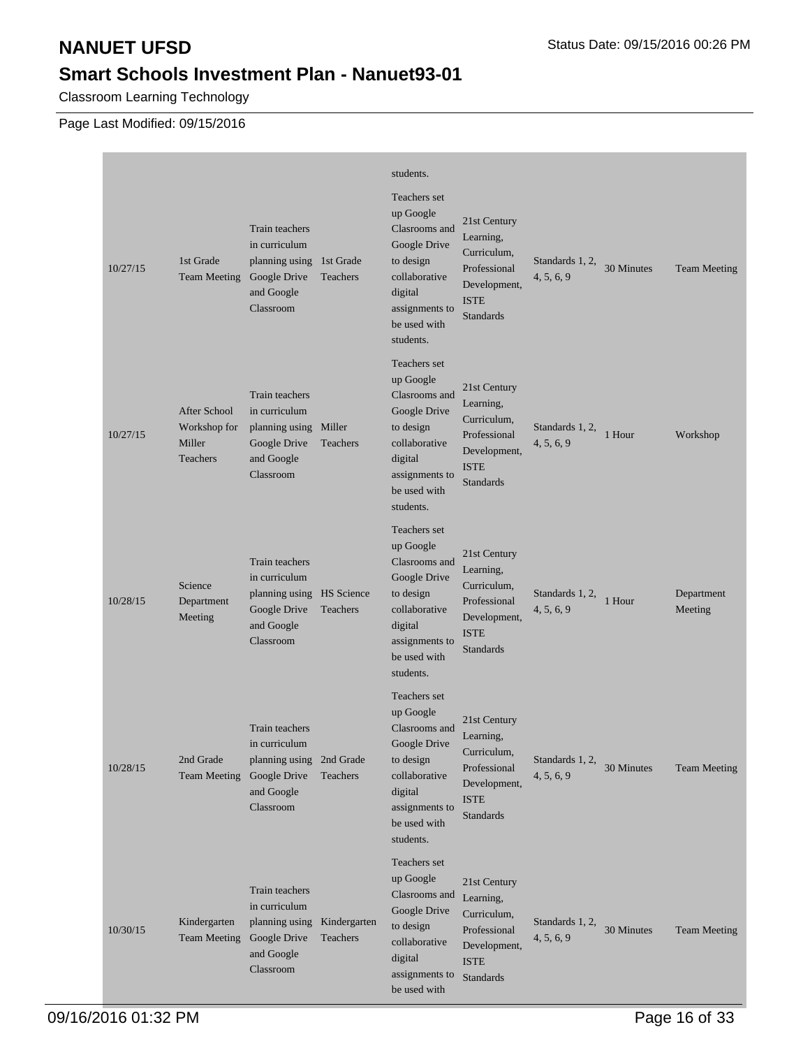# NANUET UFSD

## Smart Schools Investment Plan - Nanuet93-01

Classroom Learning Technology

Page Last Modified: 09/15/2016

| | | | | | | | | |
|---|---|---|---|---|---|---|---|---|
| | | | | students. | | | | |
| 10/27/15 | 1st Grade Team Meeting | Train teachers in curriculum planning using Google Drive and Google Classroom | 1st Grade Teachers | Teachers set up Google Clasrooms and Google Drive to design collaborative digital assignments to be used with students. | 21st Century Learning, Curriculum, Professional Development, ISTE Standards | Standards 1, 2, 4, 5, 6, 9 | 30 Minutes | Team Meeting |
| 10/27/15 | After School Workshop for Miller Teachers | Train teachers in curriculum planning using Google Drive and Google Classroom | Miller Teachers | Teachers set up Google Clasrooms and Google Drive to design collaborative digital assignments to be used with students. | 21st Century Learning, Curriculum, Professional Development, ISTE Standards | Standards 1, 2, 4, 5, 6, 9 | 1 Hour | Workshop |
| 10/28/15 | Science Department Meeting | Train teachers in curriculum planning using Google Drive and Google Classroom | HS Science Teachers | Teachers set up Google Clasrooms and Google Drive to design collaborative digital assignments to be used with students. | 21st Century Learning, Curriculum, Professional Development, ISTE Standards | Standards 1, 2, 4, 5, 6, 9 | 1 Hour | Department Meeting |
| 10/28/15 | 2nd Grade Team Meeting | Train teachers in curriculum planning using Google Drive and Google Classroom | 2nd Grade Teachers | Teachers set up Google Clasrooms and Google Drive to design collaborative digital assignments to be used with students. | 21st Century Learning, Curriculum, Professional Development, ISTE Standards | Standards 1, 2, 4, 5, 6, 9 | 30 Minutes | Team Meeting |
| 10/30/15 | Kindergarten Team Meeting | Train teachers in curriculum planning using Google Drive and Google Classroom | Kindergarten Teachers | Teachers set up Google Clasrooms and Google Drive to design collaborative digital assignments to be used with | 21st Century Learning, Curriculum, Professional Development, ISTE Standards | Standards 1, 2, 4, 5, 6, 9 | 30 Minutes | Team Meeting |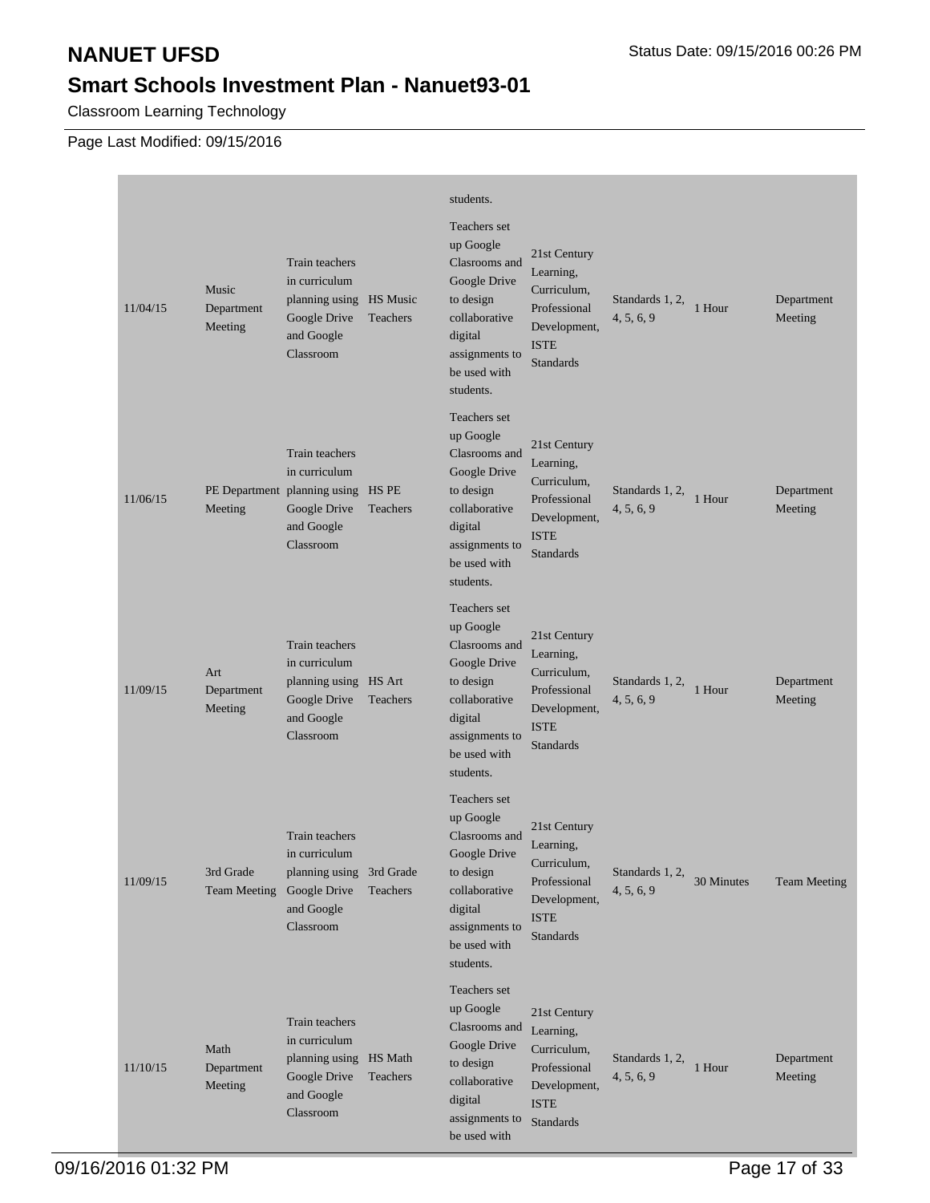# NANUET UFSD

## Smart Schools Investment Plan - Nanuet93-01

Classroom Learning Technology

Page Last Modified: 09/15/2016

| | | | | | | | | |
|---|---|---|---|---|---|---|---|---|
| | | | | students. | | | | |
| 11/04/15 | Music Department Meeting | Train teachers in curriculum planning using Google Drive and Google Classroom | HS Music Teachers | Teachers set up Google Clasrooms and Google Drive to design collaborative digital assignments to be used with students. | 21st Century Learning, Curriculum, Professional Development, ISTE Standards | Standards 1, 2, 4, 5, 6, 9 | 1 Hour | Department Meeting |
| 11/06/15 | PE Department Meeting | Train teachers in curriculum planning using Google Drive and Google Classroom | HS PE Teachers | Teachers set up Google Clasrooms and Google Drive to design collaborative digital assignments to be used with students. | 21st Century Learning, Curriculum, Professional Development, ISTE Standards | Standards 1, 2, 4, 5, 6, 9 | 1 Hour | Department Meeting |
| 11/09/15 | Art Department Meeting | Train teachers in curriculum planning using Google Drive and Google Classroom | HS Art Teachers | Teachers set up Google Clasrooms and Google Drive to design collaborative digital assignments to be used with students. | 21st Century Learning, Curriculum, Professional Development, ISTE Standards | Standards 1, 2, 4, 5, 6, 9 | 1 Hour | Department Meeting |
| 11/09/15 | 3rd Grade Team Meeting | Train teachers in curriculum planning using Google Drive and Google Classroom | 3rd Grade Teachers | Teachers set up Google Clasrooms and Google Drive to design collaborative digital assignments to be used with students. | 21st Century Learning, Curriculum, Professional Development, ISTE Standards | Standards 1, 2, 4, 5, 6, 9 | 30 Minutes | Team Meeting |
| 11/10/15 | Math Department Meeting | Train teachers in curriculum planning using Google Drive and Google Classroom | HS Math Teachers | Teachers set up Google Clasrooms and Google Drive to design collaborative digital assignments to be used with | 21st Century Learning, Curriculum, Professional Development, ISTE Standards | Standards 1, 2, 4, 5, 6, 9 | 1 Hour | Department Meeting |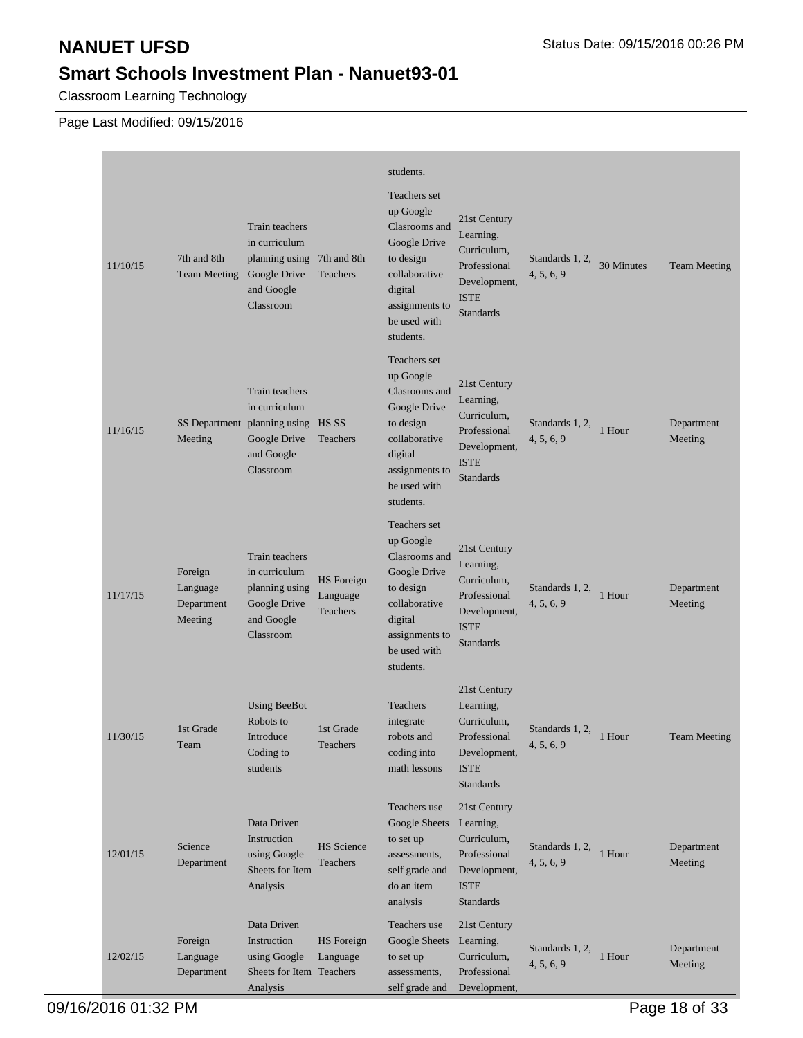# NANUET UFSD

## Smart Schools Investment Plan - Nanuet93-01

Classroom Learning Technology

Page Last Modified: 09/15/2016

| | | | | | | | | |
|---|---|---|---|---|---|---|---|---|
| | | | | students. | | | | |
| 11/10/15 | 7th and 8th Team Meeting | Train teachers in curriculum planning using Google Drive and Google Classroom | 7th and 8th Teachers | Teachers set up Google Clasrooms and Google Drive to design collaborative digital assignments to be used with students. | 21st Century Learning, Curriculum, Professional Development, ISTE Standards | Standards 1, 2, 4, 5, 6, 9 | 30 Minutes | Team Meeting |
| 11/16/15 | SS Department Meeting | Train teachers in curriculum planning using Google Drive and Google Classroom | HS SS Teachers | Teachers set up Google Clasrooms and Google Drive to design collaborative digital assignments to be used with students. | 21st Century Learning, Curriculum, Professional Development, ISTE Standards | Standards 1, 2, 4, 5, 6, 9 | 1 Hour | Department Meeting |
| 11/17/15 | Foreign Language Department Meeting | Train teachers in curriculum planning using Google Drive and Google Classroom | HS Foreign Language Teachers | Teachers set up Google Clasrooms and Google Drive to design collaborative digital assignments to be used with students. | 21st Century Learning, Curriculum, Professional Development, ISTE Standards | Standards 1, 2, 4, 5, 6, 9 | 1 Hour | Department Meeting |
| 11/30/15 | 1st Grade Team | Using BeeBot Robots to Introduce Coding to students | 1st Grade Teachers | Teachers integrate robots and coding into math lessons | 21st Century Learning, Curriculum, Professional Development, ISTE Standards | Standards 1, 2, 4, 5, 6, 9 | 1 Hour | Team Meeting |
| 12/01/15 | Science Department | Data Driven Instruction using Google Sheets for Item Analysis | HS Science Teachers | Teachers use Google Sheets to set up assessments, self grade and do an item analysis | 21st Century Learning, Curriculum, Professional Development, ISTE Standards | Standards 1, 2, 4, 5, 6, 9 | 1 Hour | Department Meeting |
| 12/02/15 | Foreign Language Department | Data Driven Instruction using Google Sheets for Item Analysis | HS Foreign Language Teachers | Teachers use Google Sheets to set up assessments, self grade and | 21st Century Learning, Curriculum, Professional Development, | Standards 1, 2, 4, 5, 6, 9 | 1 Hour | Department Meeting |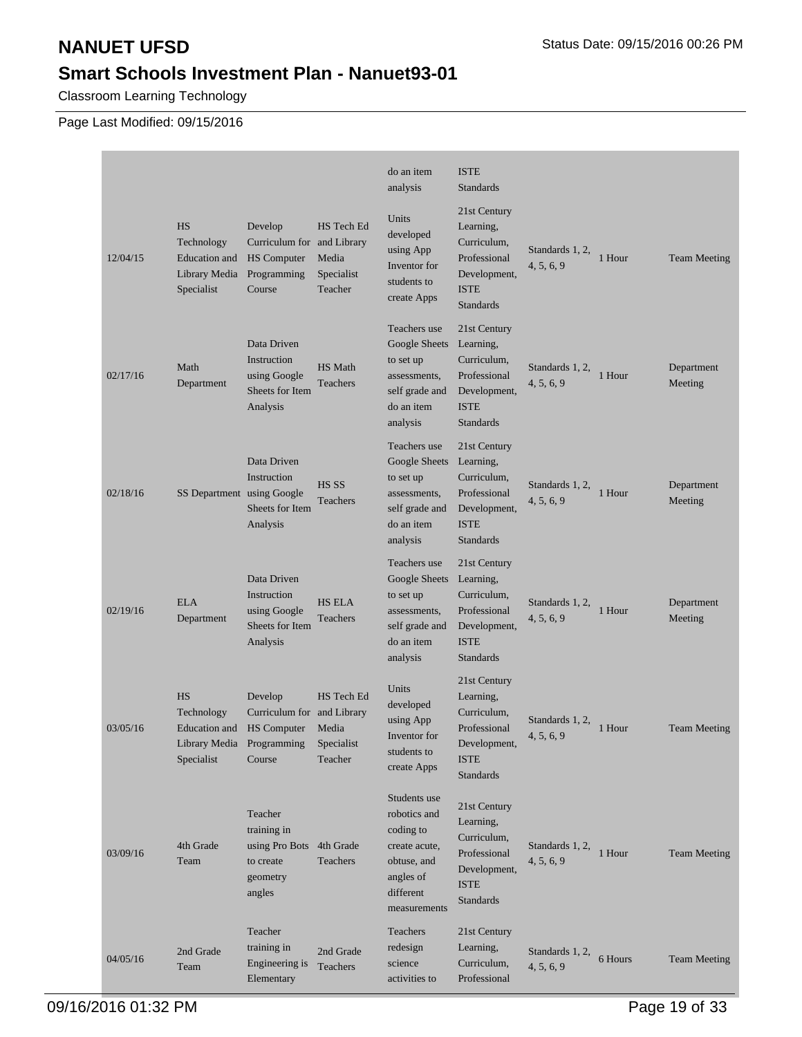# NANUET UFSD

## Smart Schools Investment Plan - Nanuet93-01

Classroom Learning Technology

Page Last Modified: 09/15/2016

| | | | | | | | | |
|---|---|---|---|---|---|---|---|---|
| | | | | do an item analysis | ISTE Standards | | | |
| 12/04/15 | HS Technology Education and Library Media Specialist | Develop Curriculum for HS Computer Programming Course | HS Tech Ed and Library Media Specialist Teacher | Units developed using App Inventor for students to create Apps | 21st Century Learning, Curriculum, Professional Development, ISTE Standards | Standards 1, 2, 4, 5, 6, 9 | 1 Hour | Team Meeting |
| 02/17/16 | Math Department | Data Driven Instruction using Google Sheets for Item Analysis | HS Math Teachers | Teachers use Google Sheets to set up assessments, self grade and do an item analysis | 21st Century Learning, Curriculum, Professional Development, ISTE Standards | Standards 1, 2, 4, 5, 6, 9 | 1 Hour | Department Meeting |
| 02/18/16 | SS Department | Data Driven Instruction using Google Sheets for Item Analysis | HS SS Teachers | Teachers use Google Sheets to set up assessments, self grade and do an item analysis | 21st Century Learning, Curriculum, Professional Development, ISTE Standards | Standards 1, 2, 4, 5, 6, 9 | 1 Hour | Department Meeting |
| 02/19/16 | ELA Department | Data Driven Instruction using Google Sheets for Item Analysis | HS ELA Teachers | Teachers use Google Sheets to set up assessments, self grade and do an item analysis | 21st Century Learning, Curriculum, Professional Development, ISTE Standards | Standards 1, 2, 4, 5, 6, 9 | 1 Hour | Department Meeting |
| 03/05/16 | HS Technology Education and Library Media Specialist | Develop Curriculum for HS Computer Programming Course | HS Tech Ed and Library Media Specialist Teacher | Units developed using App Inventor for students to create Apps | 21st Century Learning, Curriculum, Professional Development, ISTE Standards | Standards 1, 2, 4, 5, 6, 9 | 1 Hour | Team Meeting |
| 03/09/16 | 4th Grade Team | Teacher training in using Pro Bots to create geometry angles | 4th Grade Teachers | Students use robotics and coding to create acute, obtuse, and angles of different measurements | 21st Century Learning, Curriculum, Professional Development, ISTE Standards | Standards 1, 2, 4, 5, 6, 9 | 1 Hour | Team Meeting |
| 04/05/16 | 2nd Grade Team | Teacher training in Engineering is Elementary | 2nd Grade Teachers | Teachers redesign science activities to | 21st Century Learning, Curriculum, Professional | Standards 1, 2, 4, 5, 6, 9 | 6 Hours | Team Meeting |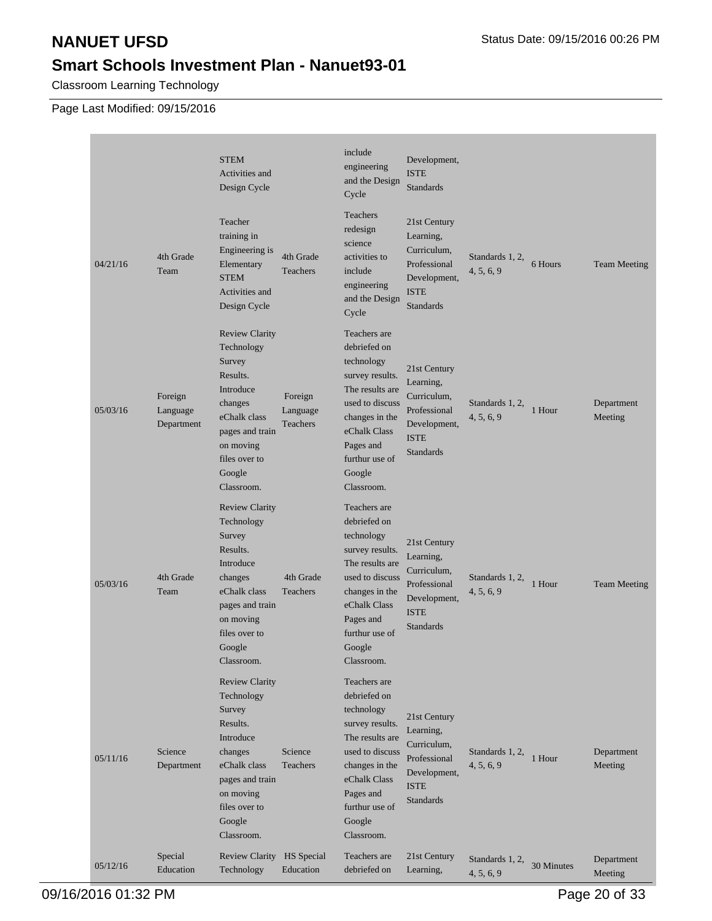# NANUET UFSD

Status Date: 09/15/2016 00:26 PM

## Smart Schools Investment Plan - Nanuet93-01

Classroom Learning Technology

Page Last Modified: 09/15/2016

| | | | | | | | | |
|---|---|---|---|---|---|---|---|---|
| | | STEM Activities and Design Cycle | | include engineering and the Design Cycle | Development, ISTE Standards | | | |
| 04/21/16 | 4th Grade Team | Teacher training in Engineering is Elementary STEM Activities and Design Cycle | 4th Grade Teachers | Teachers redesign science activities to include engineering and the Design Cycle | 21st Century Learning, Curriculum, Professional Development, ISTE Standards | Standards 1, 2, 4, 5, 6, 9 | 6 Hours | Team Meeting |
| 05/03/16 | Foreign Language Department | Review Clarity Technology Survey Results. Introduce changes eChalk class pages and train on moving files over to Google Classroom. | Foreign Language Teachers | Teachers are debriefed on technology survey results. The results are used to discuss changes in the eChalk Class Pages and furthur use of Google Classroom. | 21st Century Learning, Curriculum, Professional Development, ISTE Standards | Standards 1, 2, 4, 5, 6, 9 | 1 Hour | Department Meeting |
| 05/03/16 | 4th Grade Team | Review Clarity Technology Survey Results. Introduce changes eChalk class pages and train on moving files over to Google Classroom. | 4th Grade Teachers | Teachers are debriefed on technology survey results. The results are used to discuss changes in the eChalk Class Pages and furthur use of Google Classroom. | 21st Century Learning, Curriculum, Professional Development, ISTE Standards | Standards 1, 2, 4, 5, 6, 9 | 1 Hour | Team Meeting |
| 05/11/16 | Science Department | Review Clarity Technology Survey Results. Introduce changes eChalk class pages and train on moving files over to Google Classroom. | Science Teachers | Teachers are debriefed on technology survey results. The results are used to discuss changes in the eChalk Class Pages and furthur use of Google Classroom. | 21st Century Learning, Curriculum, Professional Development, ISTE Standards | Standards 1, 2, 4, 5, 6, 9 | 1 Hour | Department Meeting |
| 05/12/16 | Special Education | Review Clarity Technology | HS Special Education | Teachers are debriefed on | 21st Century Learning, | Standards 1, 2, 4, 5, 6, 9 | 30 Minutes | Department Meeting |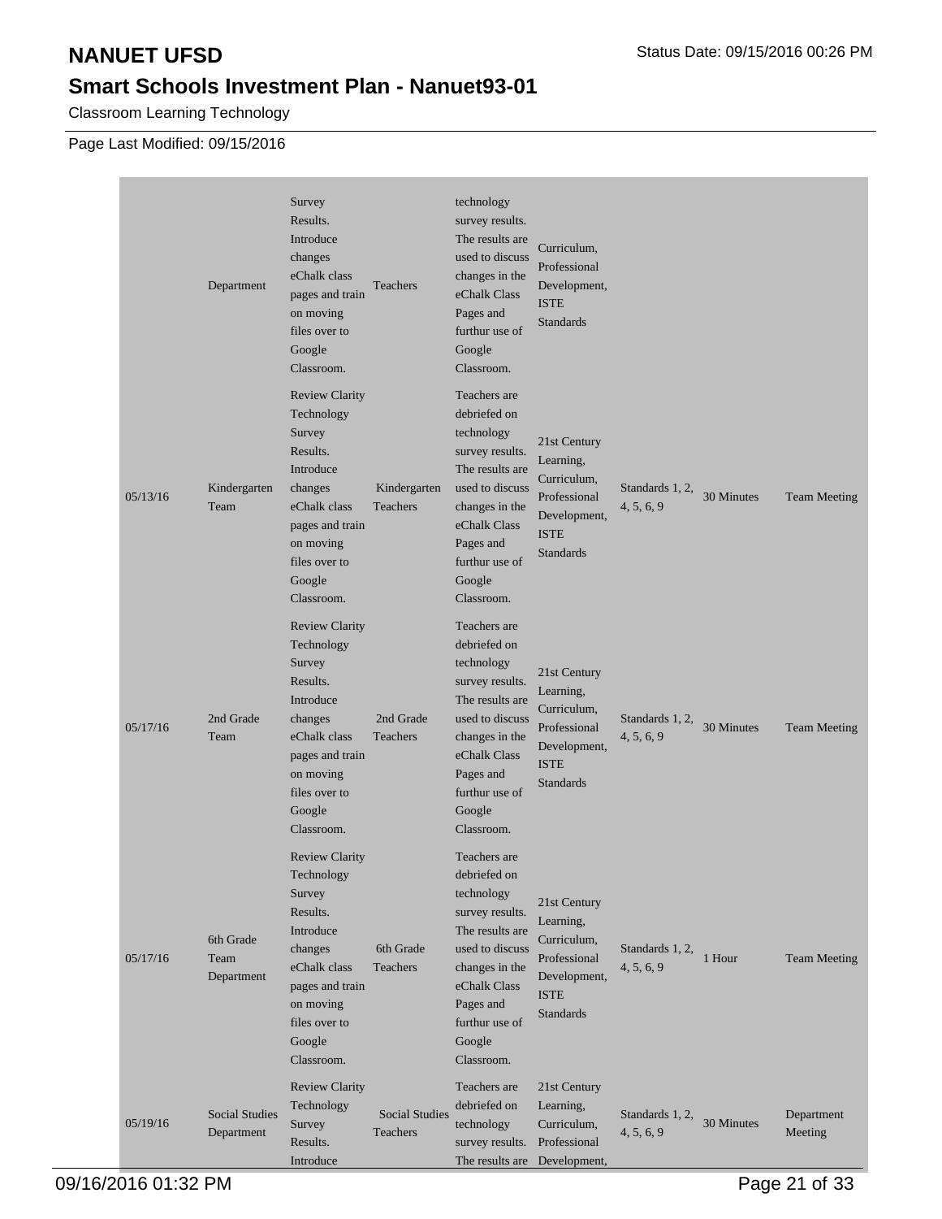Classroom Learning Technology

Page Last Modified: 09/15/2016

| | | | | | | | | |
|---|---|---|---|---|---|---|---|---|
| | Department | Survey Results. Introduce changes eChalk class pages and train on moving files over to Google Classroom. | Teachers | technology survey results. The results are used to discuss changes in the eChalk Class Pages and furthur use of Google Classroom. | Curriculum, Professional Development, ISTE Standards | | | |
| 05/13/16 | Kindergarten Team | Review Clarity Technology Survey Results. Introduce changes eChalk class pages and train on moving files over to Google Classroom. | Kindergarten Teachers | Teachers are debriefed on technology survey results. The results are used to discuss changes in the eChalk Class Pages and furthur use of Google Classroom. | 21st Century Learning, Curriculum, Professional Development, ISTE Standards | Standards 1, 2, 4, 5, 6, 9 | 30 Minutes | Team Meeting |
| 05/17/16 | 2nd Grade Team | Review Clarity Technology Survey Results. Introduce changes eChalk class pages and train on moving files over to Google Classroom. | 2nd Grade Teachers | Teachers are debriefed on technology survey results. The results are used to discuss changes in the eChalk Class Pages and furthur use of Google Classroom. | 21st Century Learning, Curriculum, Professional Development, ISTE Standards | Standards 1, 2, 4, 5, 6, 9 | 30 Minutes | Team Meeting |
| 05/17/16 | 6th Grade Team Department | Review Clarity Technology Survey Results. Introduce changes eChalk class pages and train on moving files over to Google Classroom. | 6th Grade Teachers | Teachers are debriefed on technology survey results. The results are used to discuss changes in the eChalk Class Pages and furthur use of Google Classroom. | 21st Century Learning, Curriculum, Professional Development, ISTE Standards | Standards 1, 2, 4, 5, 6, 9 | 1 Hour | Team Meeting |
| 05/19/16 | Social Studies Department | Review Clarity Technology Survey Results. Introduce | Social Studies Teachers | Teachers are debriefed on technology survey results. The results are | 21st Century Learning, Curriculum, Professional Development, | Standards 1, 2, 4, 5, 6, 9 | 30 Minutes | Department Meeting |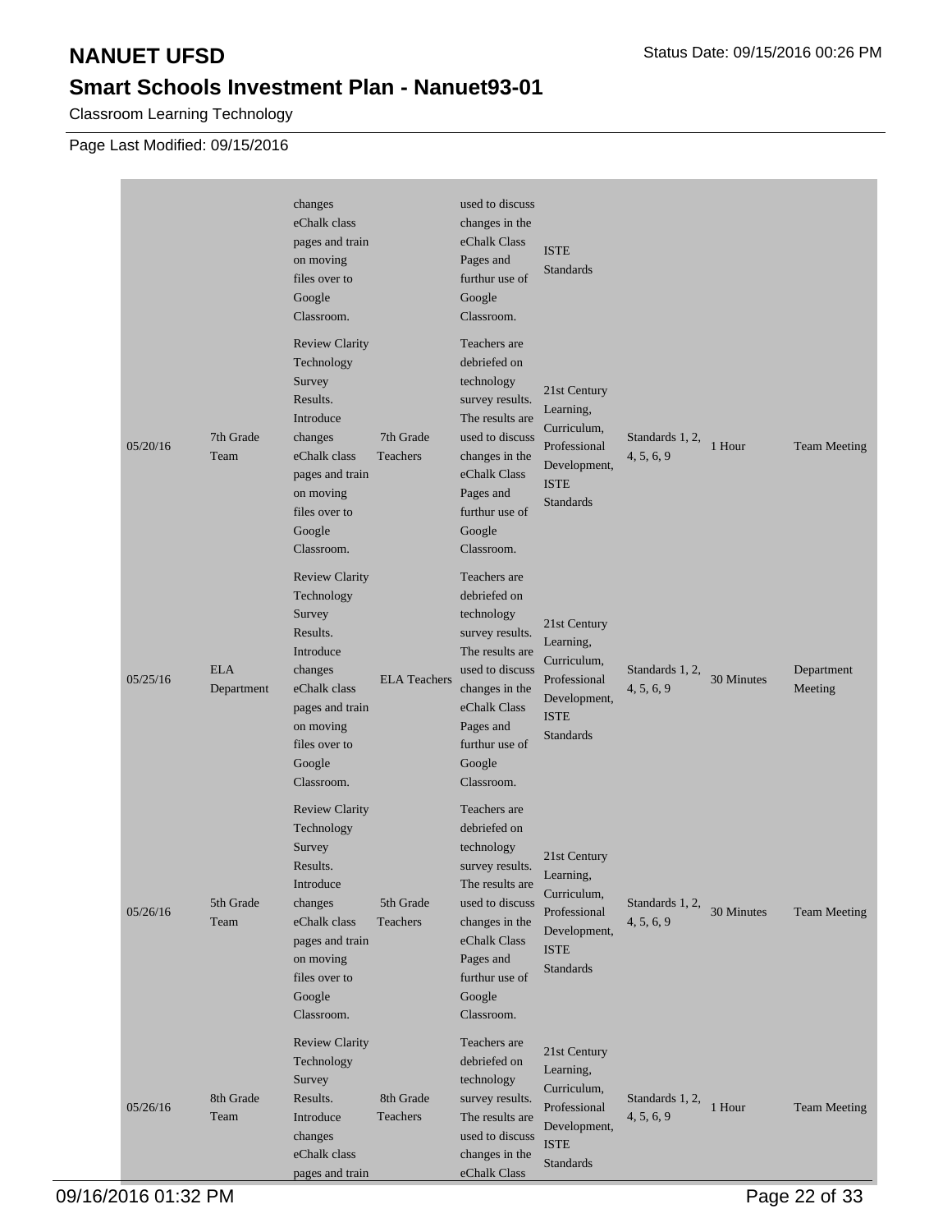# NANUET UFSD

## Smart Schools Investment Plan - Nanuet93-01

Classroom Learning Technology

Page Last Modified: 09/15/2016

| | | | | | | | | |
|---|---|---|---|---|---|---|---|---|
| | | changes eChalk class pages and train on moving files over to Google Classroom. | | used to discuss changes in the eChalk Class Pages and furthur use of Google Classroom. | ISTE Standards | | | |
| 05/20/16 | 7th Grade Team | Review Clarity Technology Survey Results. Introduce changes eChalk class pages and train on moving files over to Google Classroom. | 7th Grade Teachers | Teachers are debriefed on technology survey results. The results are used to discuss changes in the eChalk Class Pages and furthur use of Google Classroom. | 21st Century Learning, Curriculum, Professional Development, ISTE Standards | Standards 1, 2, 4, 5, 6, 9 | 1 Hour | Team Meeting |
| 05/25/16 | ELA Department | Review Clarity Technology Survey Results. Introduce changes eChalk class pages and train on moving files over to Google Classroom. | ELA Teachers | Teachers are debriefed on technology survey results. The results are used to discuss changes in the eChalk Class Pages and furthur use of Google Classroom. | 21st Century Learning, Curriculum, Professional Development, ISTE Standards | Standards 1, 2, 4, 5, 6, 9 | 30 Minutes | Department Meeting |
| 05/26/16 | 5th Grade Team | Review Clarity Technology Survey Results. Introduce changes eChalk class pages and train on moving files over to Google Classroom. | 5th Grade Teachers | Teachers are debriefed on technology survey results. The results are used to discuss changes in the eChalk Class Pages and furthur use of Google Classroom. | 21st Century Learning, Curriculum, Professional Development, ISTE Standards | Standards 1, 2, 4, 5, 6, 9 | 30 Minutes | Team Meeting |
| 05/26/16 | 8th Grade Team | Review Clarity Technology Survey Results. Introduce changes eChalk class pages and train | 8th Grade Teachers | Teachers are debriefed on technology survey results. The results are used to discuss changes in the eChalk Class | 21st Century Learning, Curriculum, Professional Development, ISTE Standards | Standards 1, 2, 4, 5, 6, 9 | 1 Hour | Team Meeting |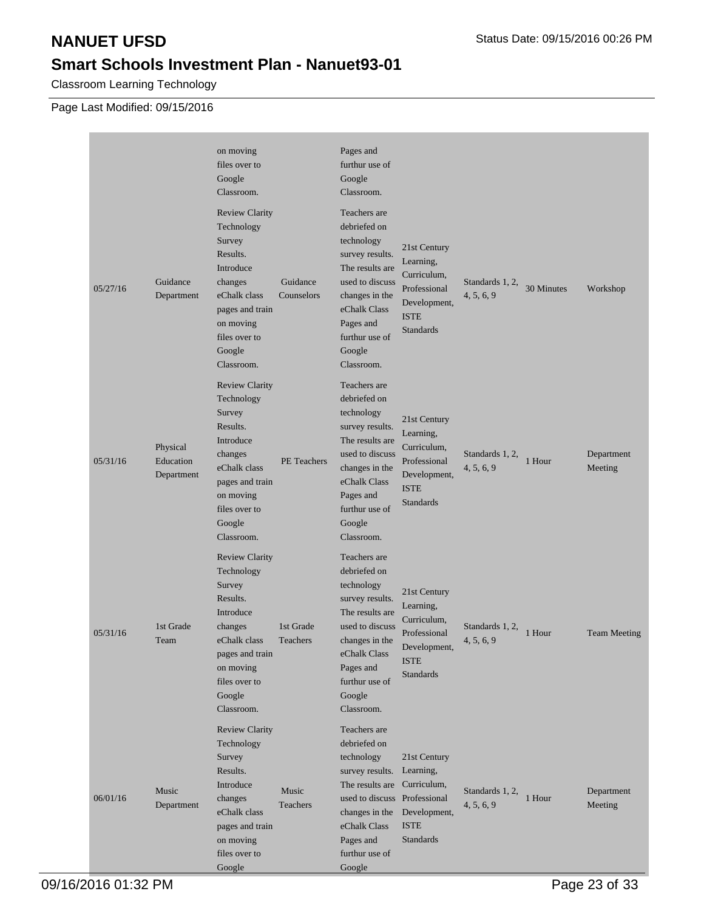# NANUET UFSD

## Smart Schools Investment Plan - Nanuet93-01

Classroom Learning Technology

Page Last Modified: 09/15/2016

| | | | | | | | | |
|---|---|---|---|---|---|---|---|---|
| | | on moving files over to Google Classroom. | | Pages and furthur use of Google Classroom. | | | | |
| 05/27/16 | Guidance Department | Review Clarity Technology Survey Results. Introduce changes eChalk class pages and train on moving files over to Google Classroom. | Guidance Counselors | Teachers are debriefed on technology survey results. The results are used to discuss changes in the eChalk Class Pages and furthur use of Google Classroom. | 21st Century Learning, Curriculum, Professional Development, ISTE Standards | Standards 1, 2, 4, 5, 6, 9 | 30 Minutes | Workshop |
| 05/31/16 | Physical Education Department | Review Clarity Technology Survey Results. Introduce changes eChalk class pages and train on moving files over to Google Classroom. | PE Teachers | Teachers are debriefed on technology survey results. The results are used to discuss changes in the eChalk Class Pages and furthur use of Google Classroom. | 21st Century Learning, Curriculum, Professional Development, ISTE Standards | Standards 1, 2, 4, 5, 6, 9 | 1 Hour | Department Meeting |
| 05/31/16 | 1st Grade Team | Review Clarity Technology Survey Results. Introduce changes eChalk class pages and train on moving files over to Google Classroom. | 1st Grade Teachers | Teachers are debriefed on technology survey results. The results are used to discuss changes in the eChalk Class Pages and furthur use of Google Classroom. | 21st Century Learning, Curriculum, Professional Development, ISTE Standards | Standards 1, 2, 4, 5, 6, 9 | 1 Hour | Team Meeting |
| 06/01/16 | Music Department | Review Clarity Technology Survey Results. Introduce changes eChalk class pages and train on moving files over to Google | Music Teachers | Teachers are debriefed on technology survey results. The results are used to discuss changes in the eChalk Class Pages and furthur use of Google | 21st Century Learning, Curriculum, Professional Development, ISTE Standards | Standards 1, 2, 4, 5, 6, 9 | 1 Hour | Department Meeting |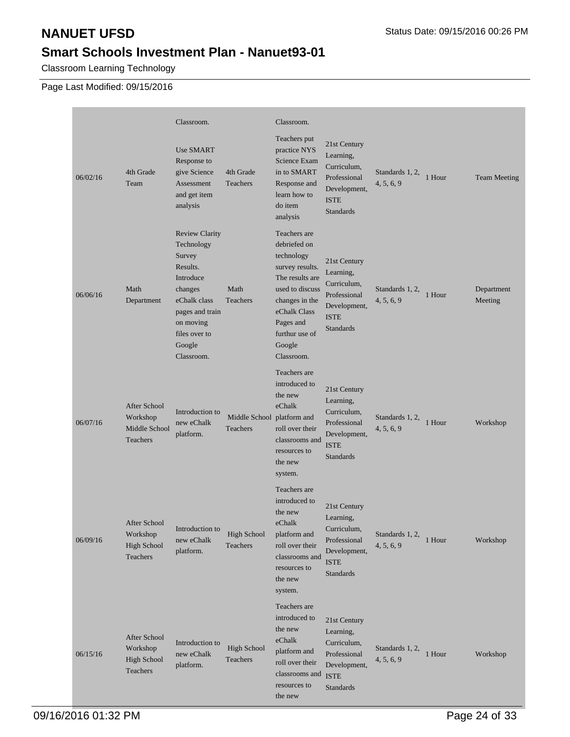Classroom Learning Technology

Page Last Modified: 09/15/2016

| | | | | | | | | |
|---|---|---|---|---|---|---|---|---|
| | | Classroom. | | Classroom. | | | | |
| 06/02/16 | 4th Grade Team | Use SMART Response to give Science Assessment and get item analysis | 4th Grade Teachers | Teachers put practice NYS Science Exam in to SMART Response and learn how to do item analysis | 21st Century Learning, Curriculum, Professional Development, ISTE Standards | Standards 1, 2, 4, 5, 6, 9 | 1 Hour | Team Meeting |
| 06/06/16 | Math Department | Review Clarity Technology Survey Results. Introduce changes eChalk class pages and train on moving files over to Google Classroom. | Math Teachers | Teachers are debriefed on technology survey results. The results are used to discuss changes in the eChalk Class Pages and furthur use of Google Classroom. | 21st Century Learning, Curriculum, Professional Development, ISTE Standards | Standards 1, 2, 4, 5, 6, 9 | 1 Hour | Department Meeting |
| 06/07/16 | After School Workshop Middle School Teachers | Introduction to new eChalk platform. | Middle School Teachers | Teachers are introduced to the new eChalk platform and roll over their classrooms and resources to the new system. | 21st Century Learning, Curriculum, Professional Development, ISTE Standards | Standards 1, 2, 4, 5, 6, 9 | 1 Hour | Workshop |
| 06/09/16 | After School Workshop High School Teachers | Introduction to new eChalk platform. | High School Teachers | Teachers are introduced to the new eChalk platform and roll over their classrooms and resources to the new system. | 21st Century Learning, Curriculum, Professional Development, ISTE Standards | Standards 1, 2, 4, 5, 6, 9 | 1 Hour | Workshop |
| 06/15/16 | After School Workshop High School Teachers | Introduction to new eChalk platform. | High School Teachers | Teachers are introduced to the new eChalk platform and roll over their classrooms and resources to the new | 21st Century Learning, Curriculum, Professional Development, ISTE Standards | Standards 1, 2, 4, 5, 6, 9 | 1 Hour | Workshop |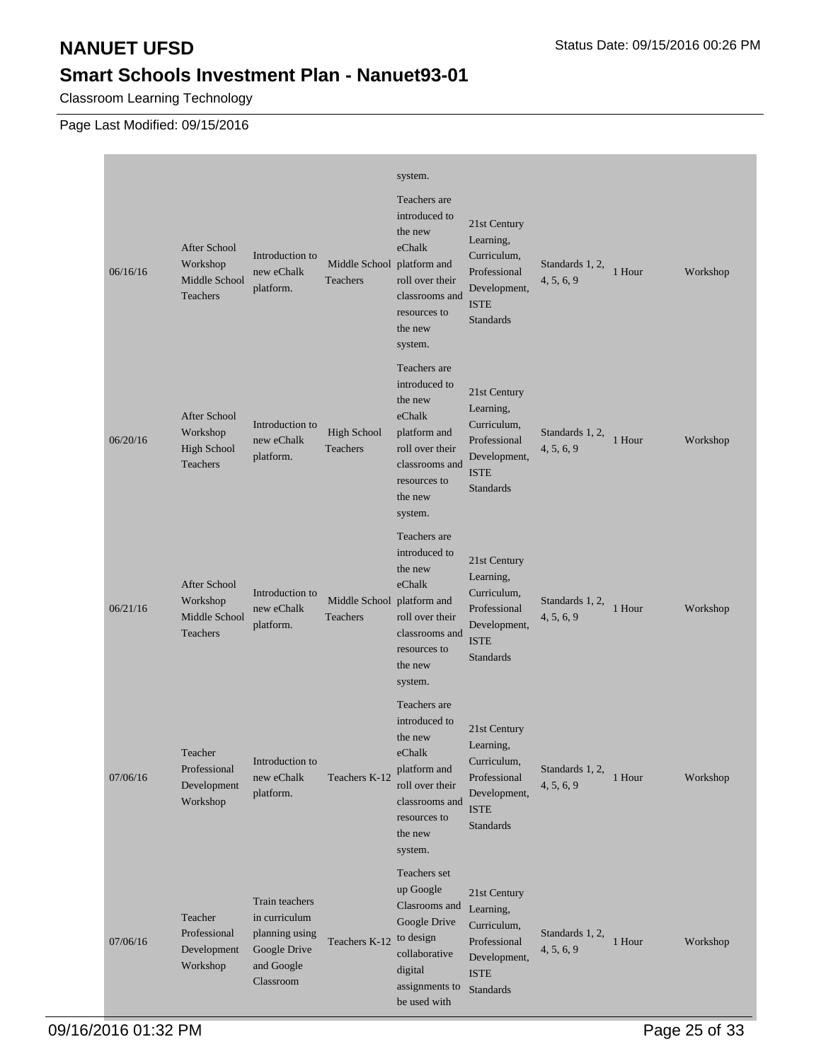# NANUET UFSD

## Smart Schools Investment Plan - Nanuet93-01

Classroom Learning Technology

Page Last Modified: 09/15/2016

| | | | | | | | | |
|---|---|---|---|---|---|---|---|---|
| | | | | system. | | | | |
| 06/16/16 | After School Workshop Middle School Teachers | Introduction to new eChalk platform. | Middle School Teachers | Teachers are introduced to the new eChalk platform and roll over their classrooms and resources to the new system. | 21st Century Learning, Curriculum, Professional Development, ISTE Standards | Standards 1, 2, 4, 5, 6, 9 | 1 Hour | Workshop |
| 06/20/16 | After School Workshop High School Teachers | Introduction to new eChalk platform. | High School Teachers | Teachers are introduced to the new eChalk platform and roll over their classrooms and resources to the new system. | 21st Century Learning, Curriculum, Professional Development, ISTE Standards | Standards 1, 2, 4, 5, 6, 9 | 1 Hour | Workshop |
| 06/21/16 | After School Workshop Middle School Teachers | Introduction to new eChalk platform. | Middle School Teachers | Teachers are introduced to the new eChalk platform and roll over their classrooms and resources to the new system. | 21st Century Learning, Curriculum, Professional Development, ISTE Standards | Standards 1, 2, 4, 5, 6, 9 | 1 Hour | Workshop |
| 07/06/16 | Teacher Professional Development Workshop | Introduction to new eChalk platform. | Teachers K-12 | Teachers are introduced to the new eChalk platform and roll over their classrooms and resources to the new system. | 21st Century Learning, Curriculum, Professional Development, ISTE Standards | Standards 1, 2, 4, 5, 6, 9 | 1 Hour | Workshop |
| 07/06/16 | Teacher Professional Development Workshop | Train teachers in curriculum planning using Google Drive and Google Classroom | Teachers K-12 | Teachers set up Google Clasrooms and Google Drive to design collaborative digital assignments to be used with | 21st Century Learning, Curriculum, Professional Development, ISTE Standards | Standards 1, 2, 4, 5, 6, 9 | 1 Hour | Workshop |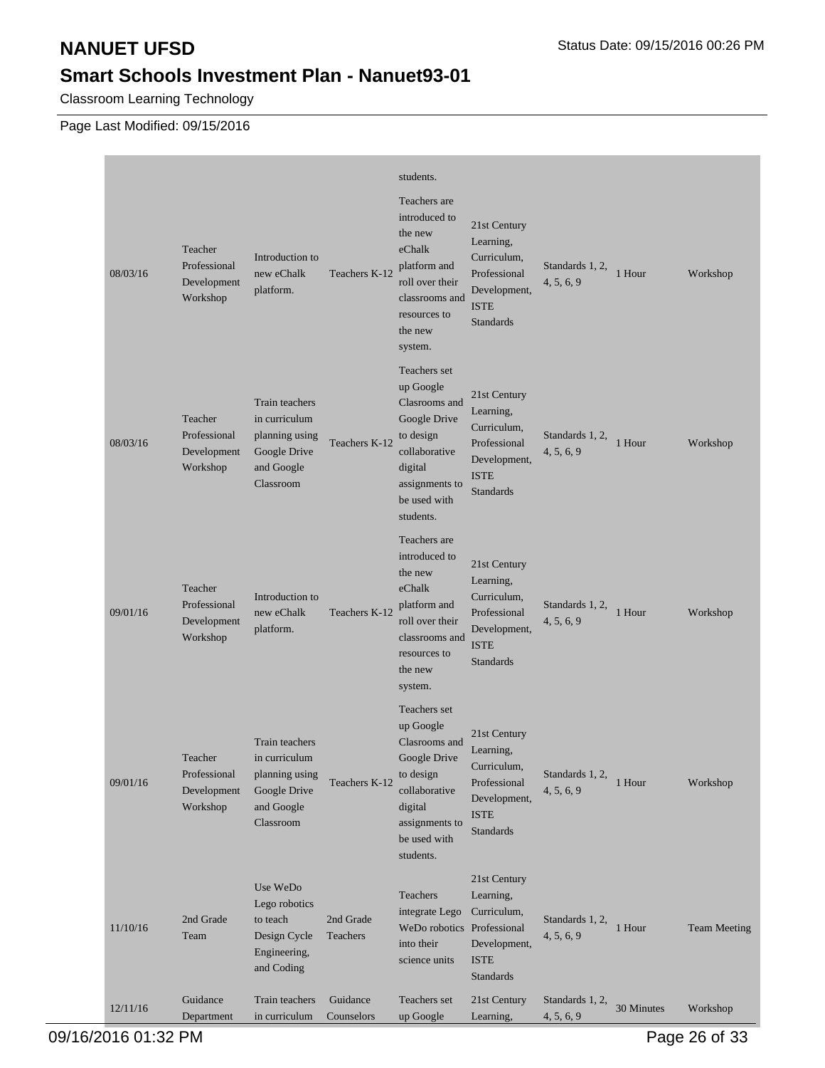# NANUET UFSD

## Smart Schools Investment Plan - Nanuet93-01

Classroom Learning Technology

Page Last Modified: 09/15/2016

| | | | | | | | | |
|---|---|---|---|---|---|---|---|---|
| | | | | students. | | | | |
| 08/03/16 | Teacher Professional Development Workshop | Introduction to new eChalk platform. | Teachers K-12 | Teachers are introduced to the new eChalk platform and roll over their classrooms and resources to the new system. | 21st Century Learning, Curriculum, Professional Development, ISTE Standards | Standards 1, 2, 4, 5, 6, 9 | 1 Hour | Workshop |
| 08/03/16 | Teacher Professional Development Workshop | Train teachers in curriculum planning using Google Drive and Google Classroom | Teachers K-12 | Teachers set up Google Clasrooms and Google Drive to design collaborative digital assignments to be used with students. | 21st Century Learning, Curriculum, Professional Development, ISTE Standards | Standards 1, 2, 4, 5, 6, 9 | 1 Hour | Workshop |
| 09/01/16 | Teacher Professional Development Workshop | Introduction to new eChalk platform. | Teachers K-12 | Teachers are introduced to the new eChalk platform and roll over their classrooms and resources to the new system. | 21st Century Learning, Curriculum, Professional Development, ISTE Standards | Standards 1, 2, 4, 5, 6, 9 | 1 Hour | Workshop |
| 09/01/16 | Teacher Professional Development Workshop | Train teachers in curriculum planning using Google Drive and Google Classroom | Teachers K-12 | Teachers set up Google Clasrooms and Google Drive to design collaborative digital assignments to be used with students. | 21st Century Learning, Curriculum, Professional Development, ISTE Standards | Standards 1, 2, 4, 5, 6, 9 | 1 Hour | Workshop |
| 11/10/16 | 2nd Grade Team | Use WeDo Lego robotics to teach Design Cycle Engineering, and Coding | 2nd Grade Teachers | Teachers integrate Lego WeDo robotics into their science units | 21st Century Learning, Curriculum, Professional Development, ISTE Standards | Standards 1, 2, 4, 5, 6, 9 | 1 Hour | Team Meeting |
| 12/11/16 | Guidance Department | Train teachers in curriculum | Guidance Counselors | Teachers set up Google | 21st Century Learning, | Standards 1, 2, 4, 5, 6, 9 | 30 Minutes | Workshop |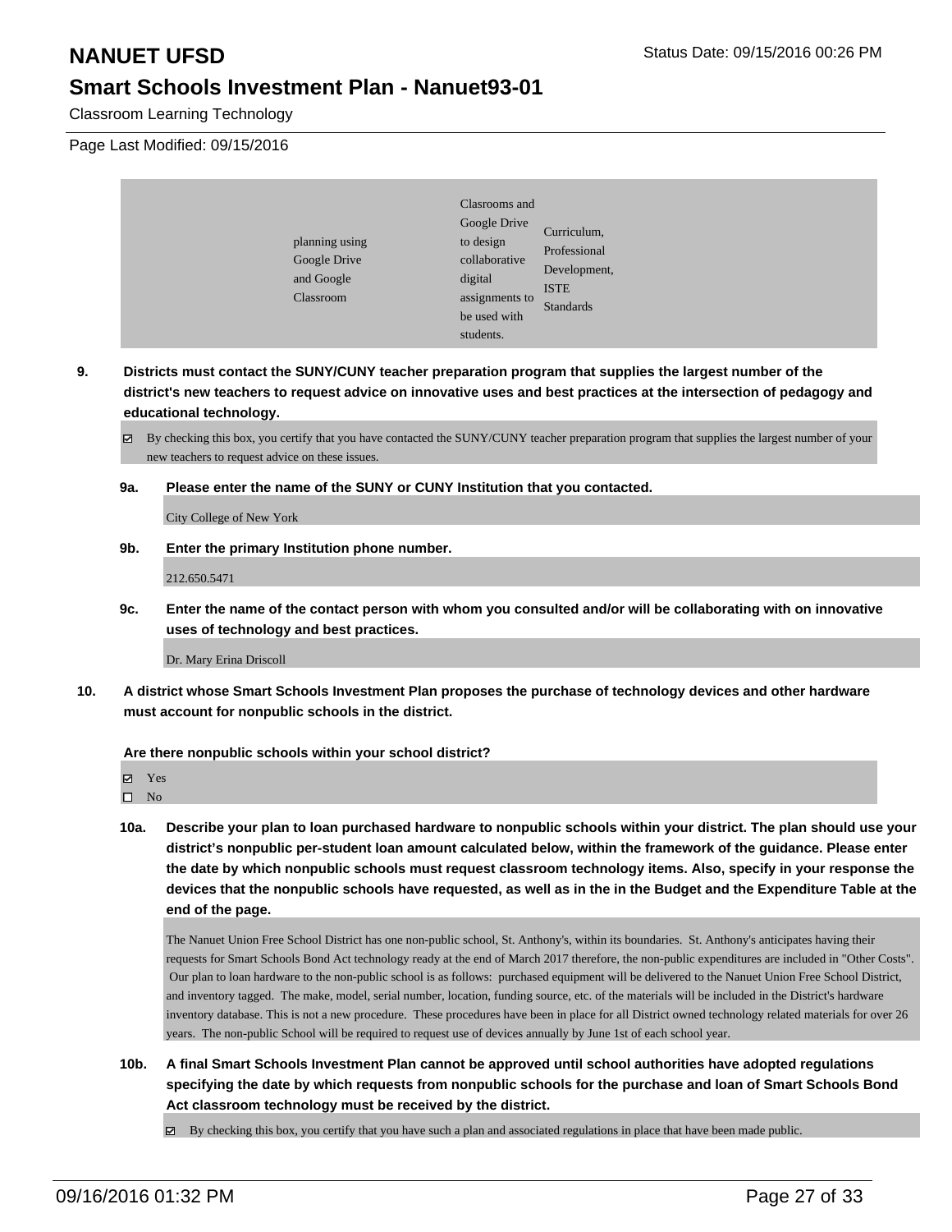| | | | |
|---|---|---|---|
| | planning using Google Drive and Google Classroom | Clasrooms and Google Drive to design collaborative digital assignments to be used with students. | Curriculum, Professional Development, ISTE Standards |

**9. Districts must contact the SUNY/CUNY teacher preparation program that supplies the largest number of the district's new teachers to request advice on innovative uses and best practices at the intersection of pedagogy and educational technology.**

☑ By checking this box, you certify that you have contacted the SUNY/CUNY teacher preparation program that supplies the largest number of your new teachers to request advice on these issues.

**9a. Please enter the name of the SUNY or CUNY Institution that you contacted.**

City College of New York

**9b. Enter the primary Institution phone number.**

212.650.5471

**9c. Enter the name of the contact person with whom you consulted and/or will be collaborating with on innovative uses of technology and best practices.**

Dr. Mary Erina Driscoll

**10. A district whose Smart Schools Investment Plan proposes the purchase of technology devices and other hardware must account for nonpublic schools in the district.**

**Are there nonpublic schools within your school district?**

☑ Yes
☐ No

**10a. Describe your plan to loan purchased hardware to nonpublic schools within your district. The plan should use your district's nonpublic per-student loan amount calculated below, within the framework of the guidance. Please enter the date by which nonpublic schools must request classroom technology items. Also, specify in your response the devices that the nonpublic schools have requested, as well as in the in the Budget and the Expenditure Table at the end of the page.**

The Nanuet Union Free School District has one non-public school, St. Anthony's, within its boundaries. St. Anthony's anticipates having their requests for Smart Schools Bond Act technology ready at the end of March 2017 therefore, the non-public expenditures are included in "Other Costs". Our plan to loan hardware to the non-public school is as follows: purchased equipment will be delivered to the Nanuet Union Free School District, and inventory tagged. The make, model, serial number, location, funding source, etc. of the materials will be included in the District's hardware inventory database. This is not a new procedure. These procedures have been in place for all District owned technology related materials for over 26 years. The non-public School will be required to request use of devices annually by June 1st of each school year.

**10b. A final Smart Schools Investment Plan cannot be approved until school authorities have adopted regulations specifying the date by which requests from nonpublic schools for the purchase and loan of Smart Schools Bond Act classroom technology must be received by the district.**

☑ By checking this box, you certify that you have such a plan and associated regulations in place that have been made public.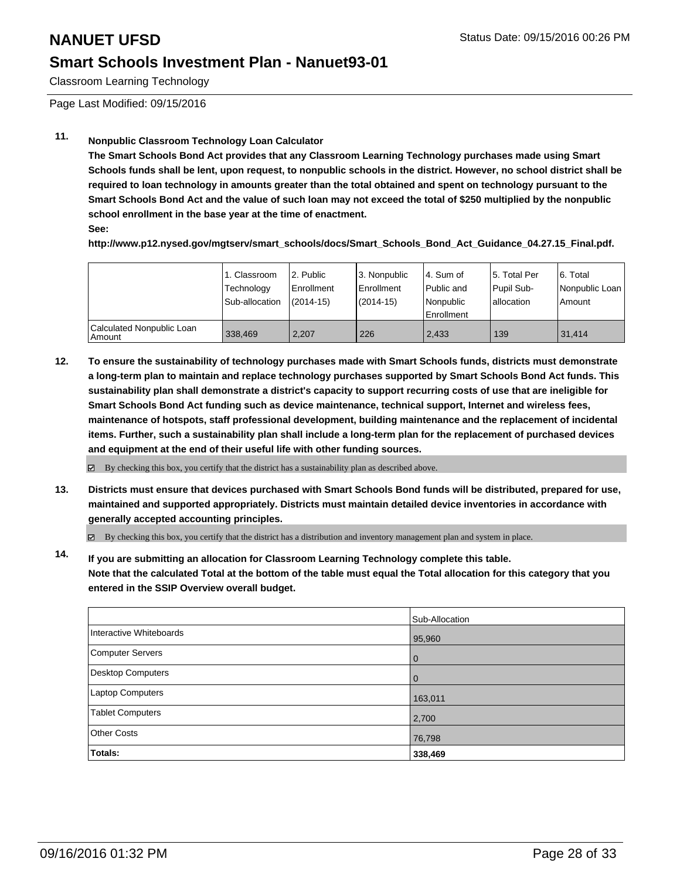# NANUET UFSD

## Smart Schools Investment Plan - Nanuet93-01

Classroom Learning Technology

Page Last Modified: 09/15/2016

**11. Nonpublic Classroom Technology Loan Calculator**

**The Smart Schools Bond Act provides that any Classroom Learning Technology purchases made using Smart Schools funds shall be lent, upon request, to nonpublic schools in the district. However, no school district shall be required to loan technology in amounts greater than the total obtained and spent on technology pursuant to the Smart Schools Bond Act and the value of such loan may not exceed the total of $250 multiplied by the nonpublic school enrollment in the base year at the time of enactment.**

**See:**

**http://www.p12.nysed.gov/mgtserv/smart_schools/docs/Smart_Schools_Bond_Act_Guidance_04.27.15_Final.pdf.**

| | 1. Classroom Technology Sub-allocation | 2. Public Enrollment (2014-15) | 3. Nonpublic Enrollment (2014-15) | 4. Sum of Public and Nonpublic Enrollment | 5. Total Per Pupil Sub-allocation | 6. Total Nonpublic Loan Amount |
|---|---|---|---|---|---|---|
| Calculated Nonpublic Loan Amount | 338,469 | 2,207 | 226 | 2,433 | 139 | 31,414 |

**12. To ensure the sustainability of technology purchases made with Smart Schools funds, districts must demonstrate a long-term plan to maintain and replace technology purchases supported by Smart Schools Bond Act funds. This sustainability plan shall demonstrate a district's capacity to support recurring costs of use that are ineligible for Smart Schools Bond Act funding such as device maintenance, technical support, Internet and wireless fees, maintenance of hotspots, staff professional development, building maintenance and the replacement of incidental items. Further, such a sustainability plan shall include a long-term plan for the replacement of purchased devices and equipment at the end of their useful life with other funding sources.**

☑ By checking this box, you certify that the district has a sustainability plan as described above.

**13. Districts must ensure that devices purchased with Smart Schools Bond funds will be distributed, prepared for use, maintained and supported appropriately. Districts must maintain detailed device inventories in accordance with generally accepted accounting principles.**

☑ By checking this box, you certify that the district has a distribution and inventory management plan and system in place.

**14. If you are submitting an allocation for Classroom Learning Technology complete this table. Note that the calculated Total at the bottom of the table must equal the Total allocation for this category that you entered in the SSIP Overview overall budget.**

| | Sub-Allocation |
|---|---|
| Interactive Whiteboards | 95,960 |
| Computer Servers | 0 |
| Desktop Computers | 0 |
| Laptop Computers | 163,011 |
| Tablet Computers | 2,700 |
| Other Costs | 76,798 |
| **Totals:** | **338,469** |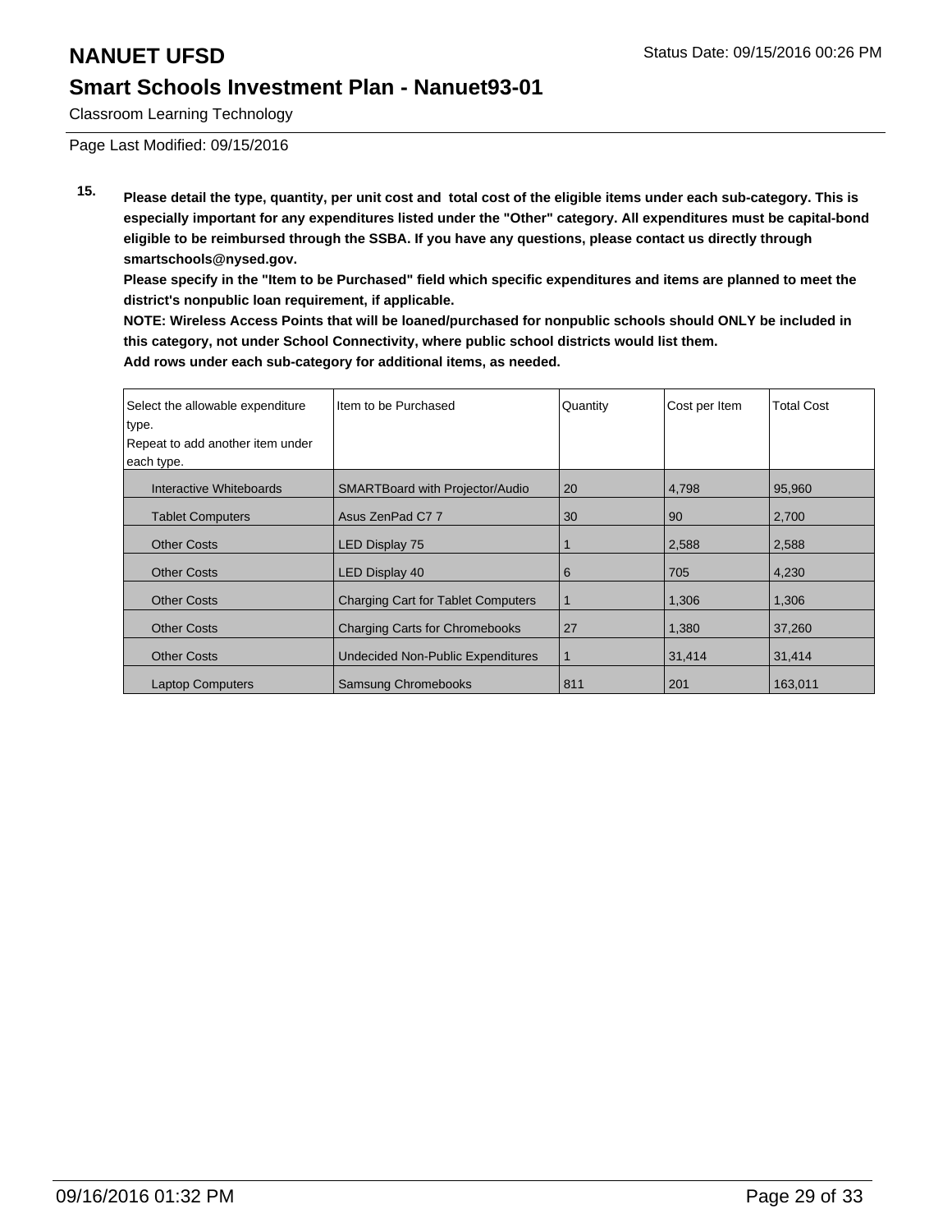Classroom Learning Technology

Page Last Modified: 09/15/2016

**15.** **Please detail the type, quantity, per unit cost and total cost of the eligible items under each sub-category. This is especially important for any expenditures listed under the "Other" category. All expenditures must be capital-bond eligible to be reimbursed through the SSBA. If you have any questions, please contact us directly through smartschools@nysed.gov.**

**Please specify in the "Item to be Purchased" field which specific expenditures and items are planned to meet the district's nonpublic loan requirement, if applicable.**

**NOTE: Wireless Access Points that will be loaned/purchased for nonpublic schools should ONLY be included in this category, not under School Connectivity, where public school districts would list them.**

**Add rows under each sub-category for additional items, as needed.**

| Select the allowable expenditure type. Repeat to add another item under each type. | Item to be Purchased | Quantity | Cost per Item | Total Cost |
|---|---|---|---|---|
| Interactive Whiteboards | SMARTBoard with Projector/Audio | 20 | 4,798 | 95,960 |
| Tablet Computers | Asus ZenPad C7 7 | 30 | 90 | 2,700 |
| Other Costs | LED Display 75 | 1 | 2,588 | 2,588 |
| Other Costs | LED Display 40 | 6 | 705 | 4,230 |
| Other Costs | Charging Cart for Tablet Computers | 1 | 1,306 | 1,306 |
| Other Costs | Charging Carts for Chromebooks | 27 | 1,380 | 37,260 |
| Other Costs | Undecided Non-Public Expenditures | 1 | 31,414 | 31,414 |
| Laptop Computers | Samsung Chromebooks | 811 | 201 | 163,011 |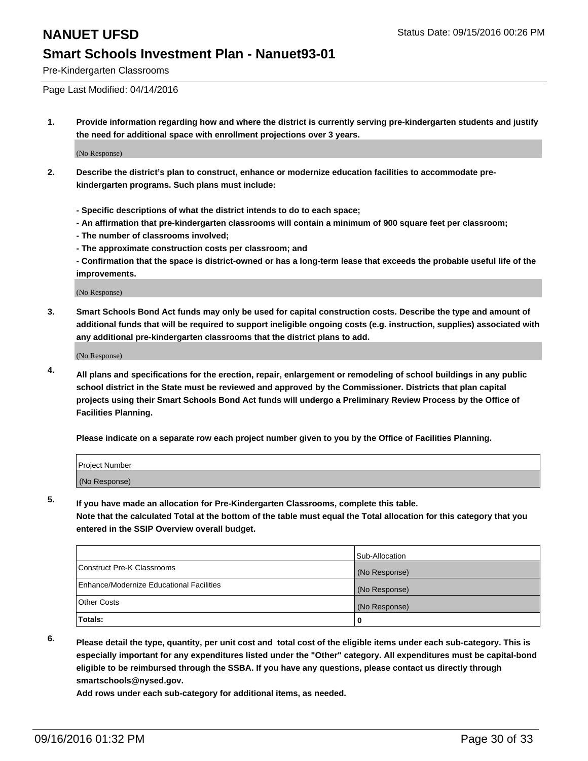# NANUET UFSD

## Smart Schools Investment Plan - Nanuet93-01

Pre-Kindergarten Classrooms

Page Last Modified: 04/14/2016

**1. Provide information regarding how and where the district is currently serving pre-kindergarten students and justify the need for additional space with enrollment projections over 3 years.**

(No Response)

**2. Describe the district's plan to construct, enhance or modernize education facilities to accommodate pre-kindergarten programs. Such plans must include:**

**- Specific descriptions of what the district intends to do to each space;**
**- An affirmation that pre-kindergarten classrooms will contain a minimum of 900 square feet per classroom;**
**- The number of classrooms involved;**
**- The approximate construction costs per classroom; and**
**- Confirmation that the space is district-owned or has a long-term lease that exceeds the probable useful life of the improvements.**

(No Response)

**3. Smart Schools Bond Act funds may only be used for capital construction costs. Describe the type and amount of additional funds that will be required to support ineligible ongoing costs (e.g. instruction, supplies) associated with any additional pre-kindergarten classrooms that the district plans to add.**

(No Response)

**4. All plans and specifications for the erection, repair, enlargement or remodeling of school buildings in any public school district in the State must be reviewed and approved by the Commissioner. Districts that plan capital projects using their Smart Schools Bond Act funds will undergo a Preliminary Review Process by the Office of Facilities Planning.**

**Please indicate on a separate row each project number given to you by the Office of Facilities Planning.**

| Project Number |
| --- |
| (No Response) |

**5. If you have made an allocation for Pre-Kindergarten Classrooms, complete this table. Note that the calculated Total at the bottom of the table must equal the Total allocation for this category that you entered in the SSIP Overview overall budget.**

| | Sub-Allocation |
| --- | --- |
| Construct Pre-K Classrooms | (No Response) |
| Enhance/Modernize Educational Facilities | (No Response) |
| Other Costs | (No Response) |
| **Totals:** | **0** |

**6. Please detail the type, quantity, per unit cost and total cost of the eligible items under each sub-category. This is especially important for any expenditures listed under the "Other" category. All expenditures must be capital-bond eligible to be reimbursed through the SSBA. If you have any questions, please contact us directly through smartschools@nysed.gov.**
**Add rows under each sub-category for additional items, as needed.**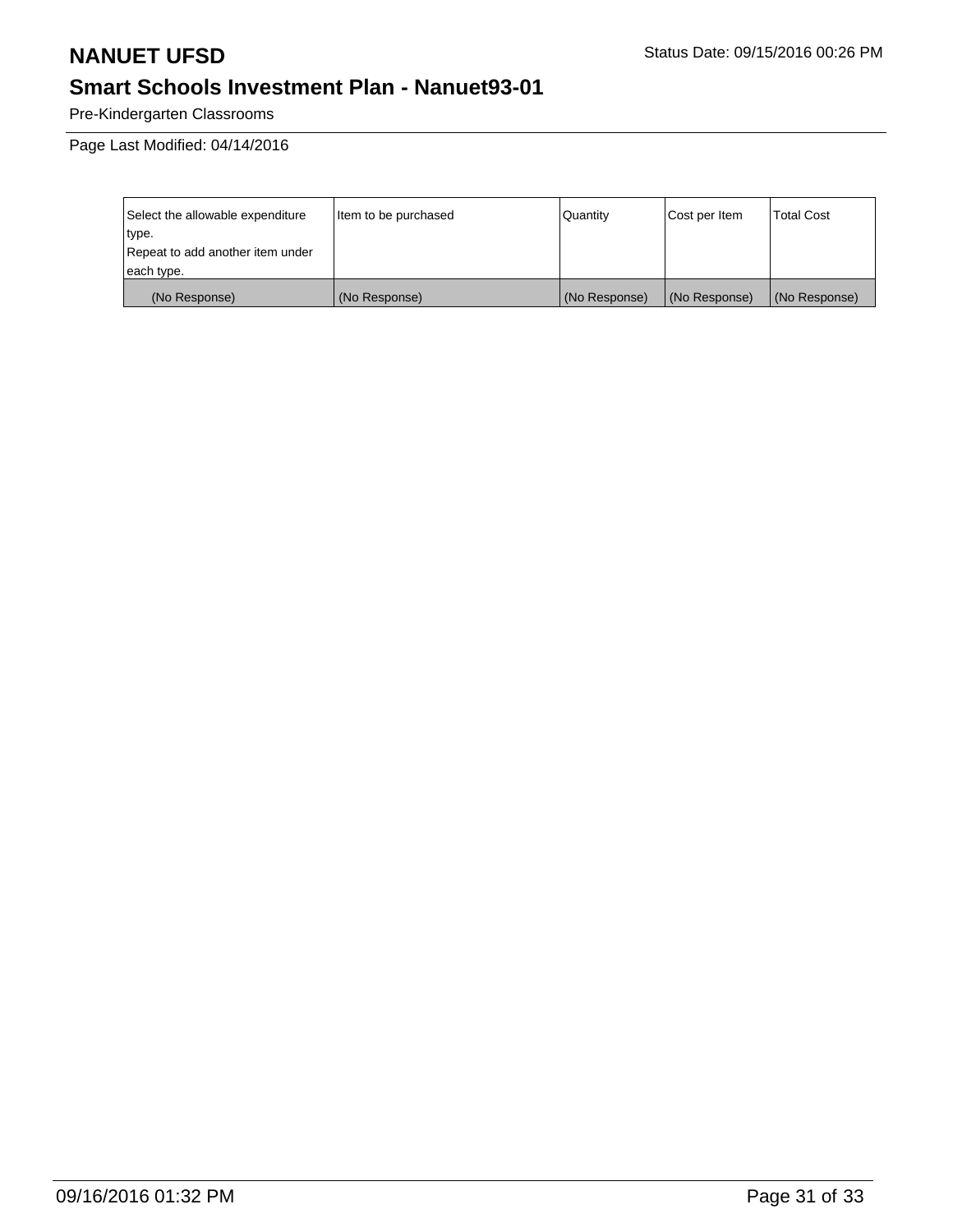# NANUET UFSD

## Smart Schools Investment Plan - Nanuet93-01

Pre-Kindergarten Classrooms

Page Last Modified: 04/14/2016

| Select the allowable expenditure type. Repeat to add another item under each type. | Item to be purchased | Quantity | Cost per Item | Total Cost |
|---|---|---|---|---|
| (No Response) | (No Response) | (No Response) | (No Response) | (No Response) |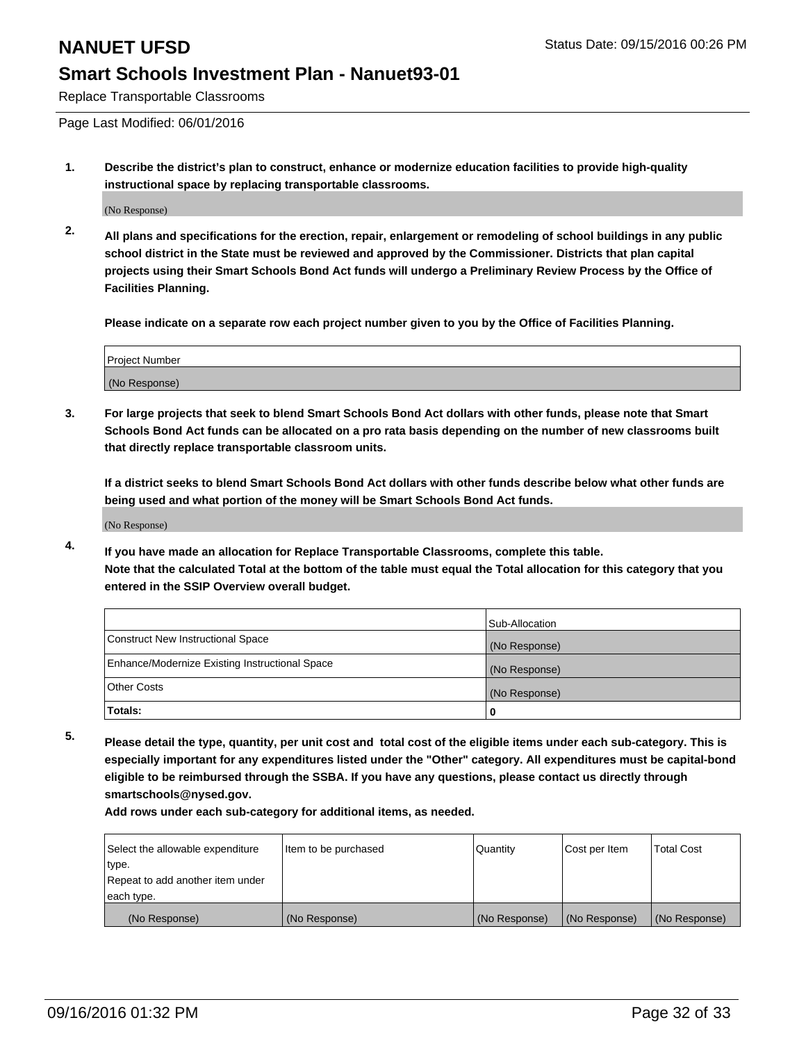# NANUET UFSD

## Smart Schools Investment Plan - Nanuet93-01

Status Date: 09/15/2016 00:26 PM

Replace Transportable Classrooms

Page Last Modified: 06/01/2016

**1. Describe the district's plan to construct, enhance or modernize education facilities to provide high-quality instructional space by replacing transportable classrooms.**

(No Response)

**2. All plans and specifications for the erection, repair, enlargement or remodeling of school buildings in any public school district in the State must be reviewed and approved by the Commissioner. Districts that plan capital projects using their Smart Schools Bond Act funds will undergo a Preliminary Review Process by the Office of Facilities Planning.**

**Please indicate on a separate row each project number given to you by the Office of Facilities Planning.**

| Project Number |
| --- |
| (No Response) |

**3. For large projects that seek to blend Smart Schools Bond Act dollars with other funds, please note that Smart Schools Bond Act funds can be allocated on a pro rata basis depending on the number of new classrooms built that directly replace transportable classroom units.**

**If a district seeks to blend Smart Schools Bond Act dollars with other funds describe below what other funds are being used and what portion of the money will be Smart Schools Bond Act funds.**

(No Response)

**4. If you have made an allocation for Replace Transportable Classrooms, complete this table. Note that the calculated Total at the bottom of the table must equal the Total allocation for this category that you entered in the SSIP Overview overall budget.**

| | Sub-Allocation |
| --- | --- |
| Construct New Instructional Space | (No Response) |
| Enhance/Modernize Existing Instructional Space | (No Response) |
| Other Costs | (No Response) |
| **Totals:** | **0** |

**5. Please detail the type, quantity, per unit cost and total cost of the eligible items under each sub-category. This is especially important for any expenditures listed under the "Other" category. All expenditures must be capital-bond eligible to be reimbursed through the SSBA. If you have any questions, please contact us directly through smartschools@nysed.gov.**

**Add rows under each sub-category for additional items, as needed.**

| Select the allowable expenditure type. Repeat to add another item under each type. | Item to be purchased | Quantity | Cost per Item | Total Cost |
| --- | --- | --- | --- | --- |
| (No Response) | (No Response) | (No Response) | (No Response) | (No Response) |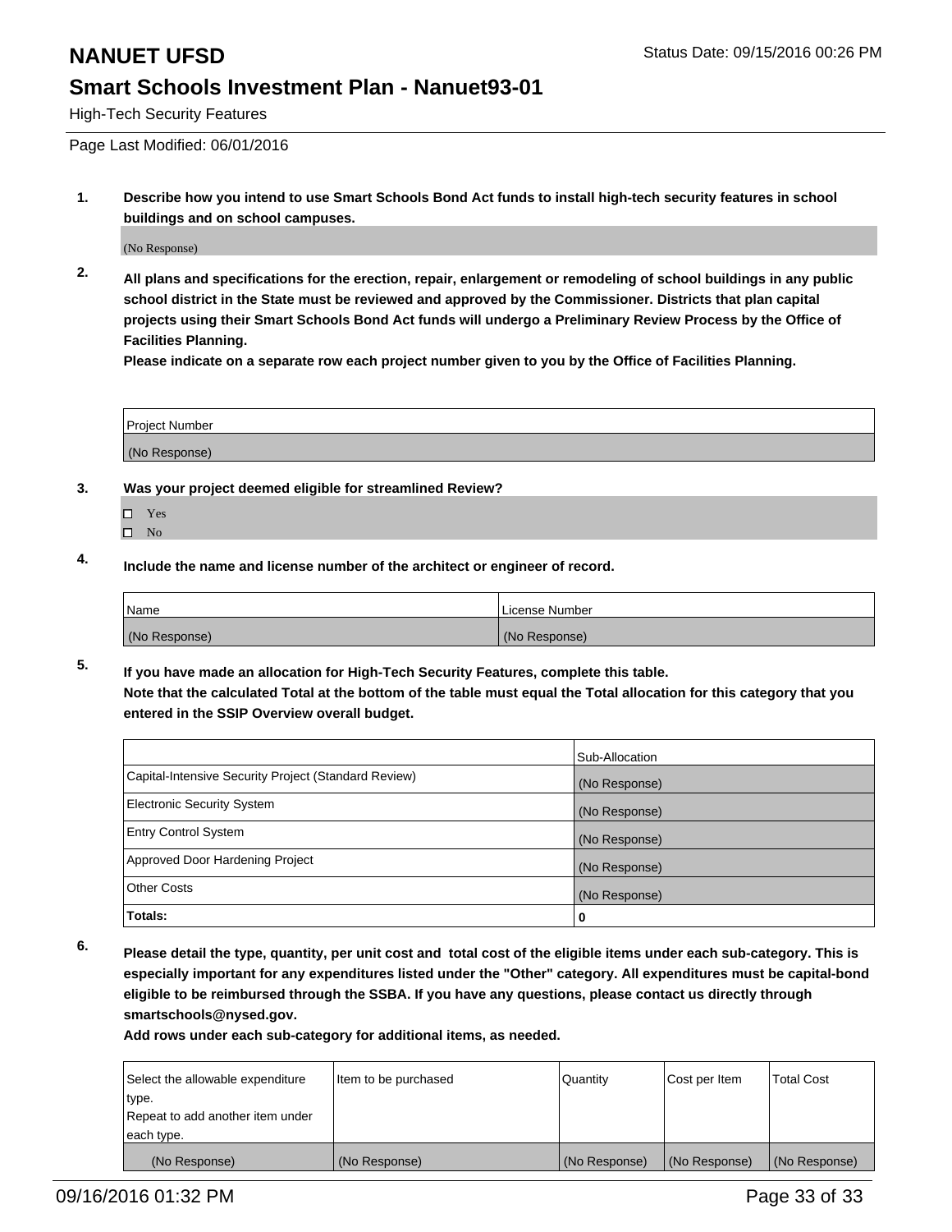# NANUET UFSD

Status Date: 09/15/2016 00:26 PM

## Smart Schools Investment Plan - Nanuet93-01

High-Tech Security Features

Page Last Modified: 06/01/2016

**1. Describe how you intend to use Smart Schools Bond Act funds to install high-tech security features in school buildings and on school campuses.**

(No Response)

**2. All plans and specifications for the erection, repair, enlargement or remodeling of school buildings in any public school district in the State must be reviewed and approved by the Commissioner. Districts that plan capital projects using their Smart Schools Bond Act funds will undergo a Preliminary Review Process by the Office of Facilities Planning.**
**Please indicate on a separate row each project number given to you by the Office of Facilities Planning.**

| Project Number |
|---|
| (No Response) |

**3. Was your project deemed eligible for streamlined Review?**

- ☐ Yes
- ☐ No

**4. Include the name and license number of the architect or engineer of record.**

| Name | License Number |
|---|---|
| (No Response) | (No Response) |

**5. If you have made an allocation for High-Tech Security Features, complete this table.**
**Note that the calculated Total at the bottom of the table must equal the Total allocation for this category that you entered in the SSIP Overview overall budget.**

| | Sub-Allocation |
|---|---|
| Capital-Intensive Security Project (Standard Review) | (No Response) |
| Electronic Security System | (No Response) |
| Entry Control System | (No Response) |
| Approved Door Hardening Project | (No Response) |
| Other Costs | (No Response) |
| **Totals:** | **0** |

**6. Please detail the type, quantity, per unit cost and total cost of the eligible items under each sub-category. This is especially important for any expenditures listed under the "Other" category. All expenditures must be capital-bond eligible to be reimbursed through the SSBA. If you have any questions, please contact us directly through smartschools@nysed.gov.**
**Add rows under each sub-category for additional items, as needed.**

| Select the allowable expenditure type. Repeat to add another item under each type. | Item to be purchased | Quantity | Cost per Item | Total Cost |
|---|---|---|---|---|
| (No Response) | (No Response) | (No Response) | (No Response) | (No Response) |